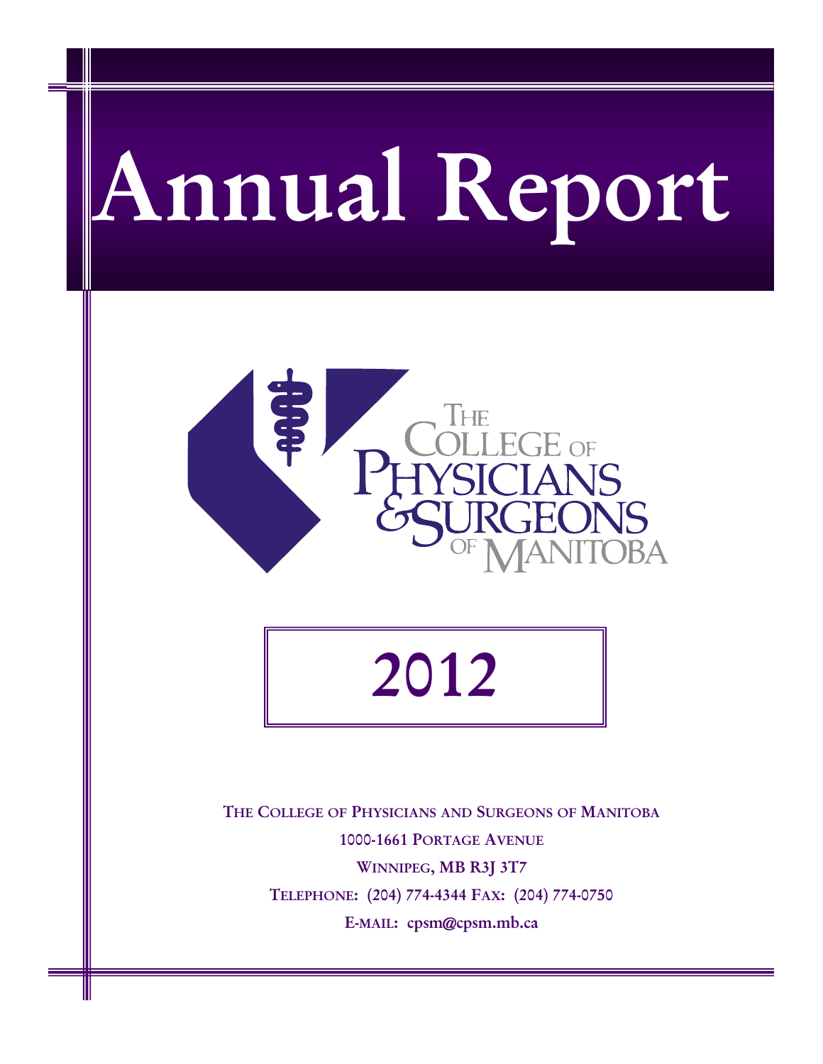# Annual Report

The College of Physicians & Surgeons of Manitoba

## 2012

**THE COLLEGE OF PHYSICIANS AND SURGEONS OF MANITOBA**

**1000-1661 PORTAGE AVENUE**

**WINNIPEG, MB R3J 3T7**

**TELEPHONE: (204) 774-4344 FAX: (204) 774-0750**

**E-MAIL: cpsm@cpsm.mb.ca**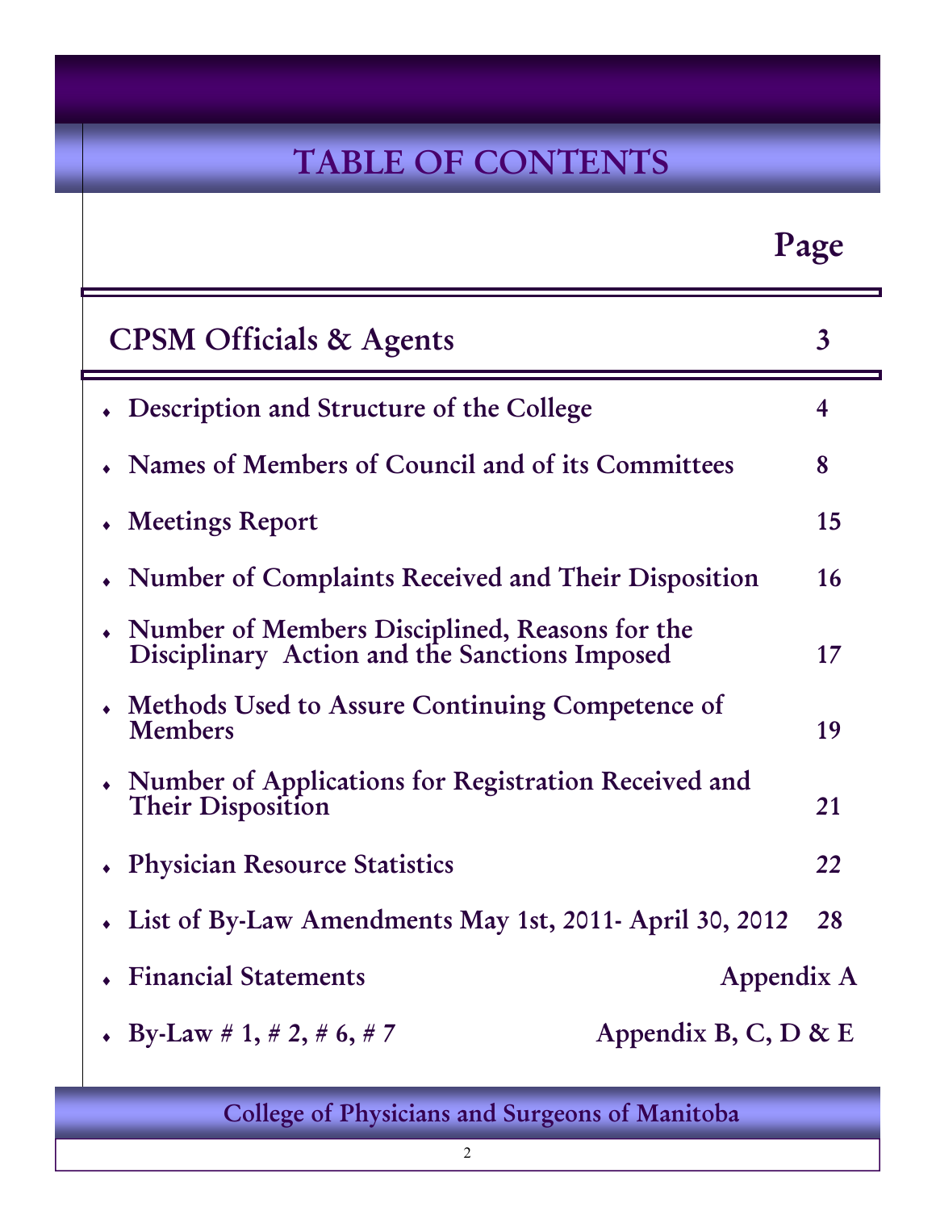# TABLE OF CONTENTS

| | Page |
|---|---|
| **CPSM Officials & Agents** | **3** |
| ♦ Description and Structure of the College | 4 |
| ♦ Names of Members of Council and of its Committees | 8 |
| ♦ Meetings Report | 15 |
| ♦ Number of Complaints Received and Their Disposition | 16 |
| ♦ Number of Members Disciplined, Reasons for the Disciplinary Action and the Sanctions Imposed | 17 |
| ♦ Methods Used to Assure Continuing Competence of Members | 19 |
| ♦ Number of Applications for Registration Received and Their Disposition | 21 |
| ♦ Physician Resource Statistics | 22 |
| ♦ List of By-Law Amendments May 1st, 2011- April 30, 2012 | 28 |
| ♦ Financial Statements | Appendix A |
| ♦ By-Law # 1, # 2, # 6, # 7 | Appendix B, C, D & E |

College of Physicians and Surgeons of Manitoba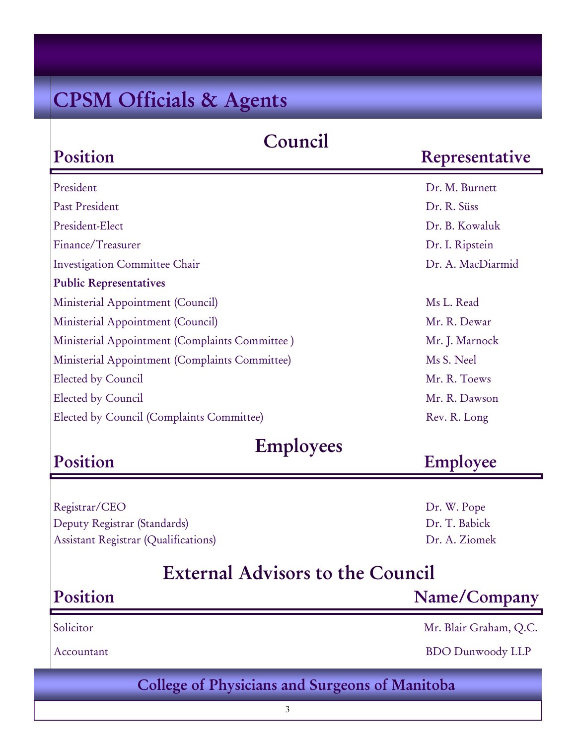# CPSM Officials & Agents

## Council

| Position | Representative |
|---|---|
| President | Dr. M. Burnett |
| Past President | Dr. R. Süss |
| President-Elect | Dr. B. Kowaluk |
| Finance/Treasurer | Dr. I. Ripstein |
| Investigation Committee Chair | Dr. A. MacDiarmid |
| **Public Representatives** | |
| Ministerial Appointment (Council) | Ms L. Read |
| Ministerial Appointment (Council) | Mr. R. Dewar |
| Ministerial Appointment (Complaints Committee ) | Mr. J. Marnock |
| Ministerial Appointment (Complaints Committee) | Ms S. Neel |
| Elected by Council | Mr. R. Toews |
| Elected by Council | Mr. R. Dawson |
| Elected by Council (Complaints Committee) | Rev. R. Long |

## Employees

| Position | Employee |
|---|---|
| Registrar/CEO | Dr. W. Pope |
| Deputy Registrar (Standards) | Dr. T. Babick |
| Assistant Registrar (Qualifications) | Dr. A. Ziomek |

## External Advisors to the Council

| Position | Name/Company |
|---|---|
| Solicitor | Mr. Blair Graham, Q.C. |
| Accountant | BDO Dunwoody LLP |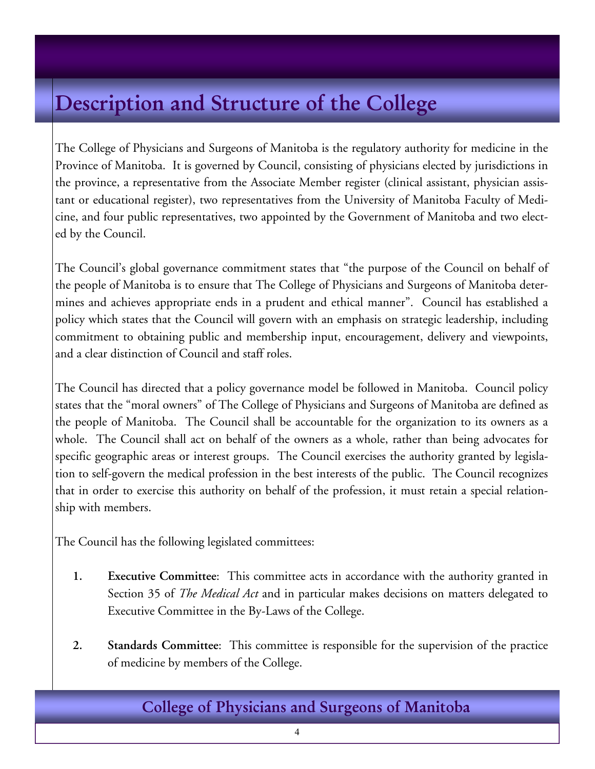# Description and Structure of the College

The College of Physicians and Surgeons of Manitoba is the regulatory authority for medicine in the Province of Manitoba. It is governed by Council, consisting of physicians elected by jurisdictions in the province, a representative from the Associate Member register (clinical assistant, physician assistant or educational register), two representatives from the University of Manitoba Faculty of Medicine, and four public representatives, two appointed by the Government of Manitoba and two elected by the Council.

The Council's global governance commitment states that "the purpose of the Council on behalf of the people of Manitoba is to ensure that The College of Physicians and Surgeons of Manitoba determines and achieves appropriate ends in a prudent and ethical manner". Council has established a policy which states that the Council will govern with an emphasis on strategic leadership, including commitment to obtaining public and membership input, encouragement, delivery and viewpoints, and a clear distinction of Council and staff roles.

The Council has directed that a policy governance model be followed in Manitoba. Council policy states that the "moral owners" of The College of Physicians and Surgeons of Manitoba are defined as the people of Manitoba. The Council shall be accountable for the organization to its owners as a whole. The Council shall act on behalf of the owners as a whole, rather than being advocates for specific geographic areas or interest groups. The Council exercises the authority granted by legislation to self-govern the medical profession in the best interests of the public. The Council recognizes that in order to exercise this authority on behalf of the profession, it must retain a special relationship with members.

The Council has the following legislated committees:

1. **Executive Committee**: This committee acts in accordance with the authority granted in Section 35 of *The Medical Act* and in particular makes decisions on matters delegated to Executive Committee in the By-Laws of the College.

2. **Standards Committee**: This committee is responsible for the supervision of the practice of medicine by members of the College.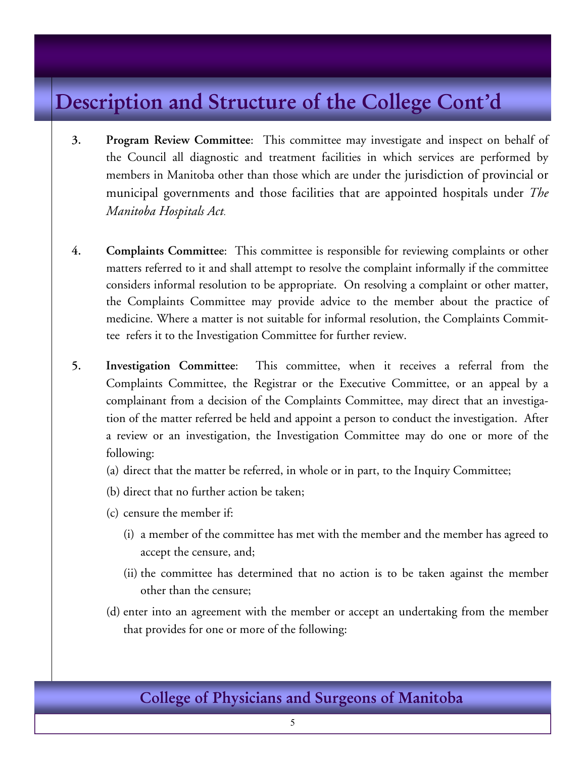# Description and Structure of the College Cont'd

3. **Program Review Committee**: This committee may investigate and inspect on behalf of the Council all diagnostic and treatment facilities in which services are performed by members in Manitoba other than those which are under the jurisdiction of provincial or municipal governments and those facilities that are appointed hospitals under *The Manitoba Hospitals Act.*

4. **Complaints Committee**: This committee is responsible for reviewing complaints or other matters referred to it and shall attempt to resolve the complaint informally if the committee considers informal resolution to be appropriate. On resolving a complaint or other matter, the Complaints Committee may provide advice to the member about the practice of medicine. Where a matter is not suitable for informal resolution, the Complaints Committee refers it to the Investigation Committee for further review.

5. **Investigation Committee**: This committee, when it receives a referral from the Complaints Committee, the Registrar or the Executive Committee, or an appeal by a complainant from a decision of the Complaints Committee, may direct that an investigation of the matter referred be held and appoint a person to conduct the investigation. After a review or an investigation, the Investigation Committee may do one or more of the following:

   (a) direct that the matter be referred, in whole or in part, to the Inquiry Committee;

   (b) direct that no further action be taken;

   (c) censure the member if:

      (i) a member of the committee has met with the member and the member has agreed to accept the censure, and;

      (ii) the committee has determined that no action is to be taken against the member other than the censure;

   (d) enter into an agreement with the member or accept an undertaking from the member that provides for one or more of the following: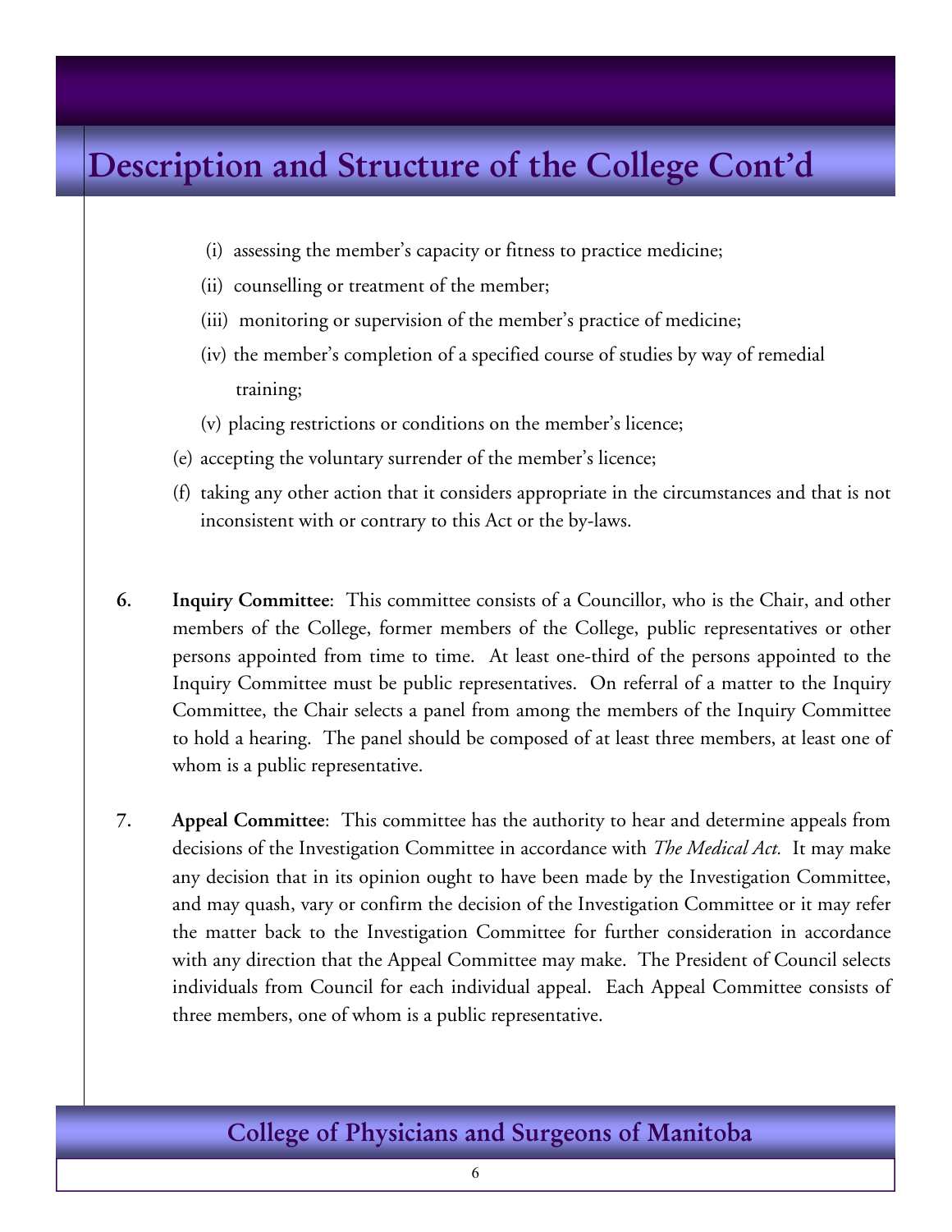# Description and Structure of the College Cont'd

  (i) assessing the member's capacity or fitness to practice medicine;

  (ii) counselling or treatment of the member;

  (iii) monitoring or supervision of the member's practice of medicine;

  (iv) the member's completion of a specified course of studies by way of remedial training;

  (v) placing restrictions or conditions on the member's licence;

(e) accepting the voluntary surrender of the member's licence;

(f) taking any other action that it considers appropriate in the circumstances and that is not inconsistent with or contrary to this Act or the by-laws.

6. **Inquiry Committee**: This committee consists of a Councillor, who is the Chair, and other members of the College, former members of the College, public representatives or other persons appointed from time to time. At least one-third of the persons appointed to the Inquiry Committee must be public representatives. On referral of a matter to the Inquiry Committee, the Chair selects a panel from among the members of the Inquiry Committee to hold a hearing. The panel should be composed of at least three members, at least one of whom is a public representative.

7. **Appeal Committee**: This committee has the authority to hear and determine appeals from decisions of the Investigation Committee in accordance with *The Medical Act.* It may make any decision that in its opinion ought to have been made by the Investigation Committee, and may quash, vary or confirm the decision of the Investigation Committee or it may refer the matter back to the Investigation Committee for further consideration in accordance with any direction that the Appeal Committee may make. The President of Council selects individuals from Council for each individual appeal. Each Appeal Committee consists of three members, one of whom is a public representative.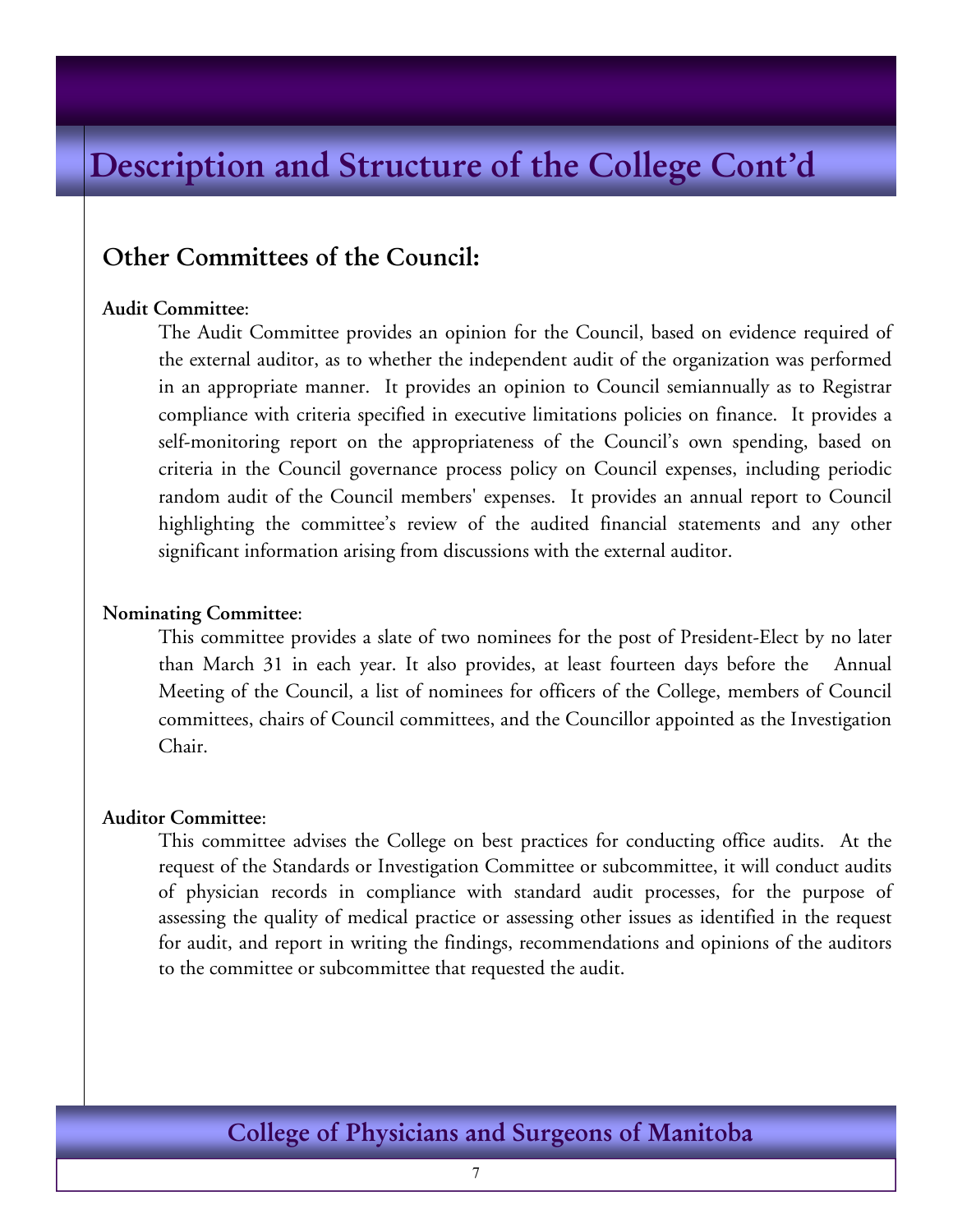# Description and Structure of the College Cont'd

## Other Committees of the Council:

**Audit Committee**:

The Audit Committee provides an opinion for the Council, based on evidence required of the external auditor, as to whether the independent audit of the organization was performed in an appropriate manner. It provides an opinion to Council semiannually as to Registrar compliance with criteria specified in executive limitations policies on finance. It provides a self-monitoring report on the appropriateness of the Council's own spending, based on criteria in the Council governance process policy on Council expenses, including periodic random audit of the Council members' expenses. It provides an annual report to Council highlighting the committee's review of the audited financial statements and any other significant information arising from discussions with the external auditor.

**Nominating Committee**:

This committee provides a slate of two nominees for the post of President-Elect by no later than March 31 in each year. It also provides, at least fourteen days before the Annual Meeting of the Council, a list of nominees for officers of the College, members of Council committees, chairs of Council committees, and the Councillor appointed as the Investigation Chair.

**Auditor Committee**:

This committee advises the College on best practices for conducting office audits. At the request of the Standards or Investigation Committee or subcommittee, it will conduct audits of physician records in compliance with standard audit processes, for the purpose of assessing the quality of medical practice or assessing other issues as identified in the request for audit, and report in writing the findings, recommendations and opinions of the auditors to the committee or subcommittee that requested the audit.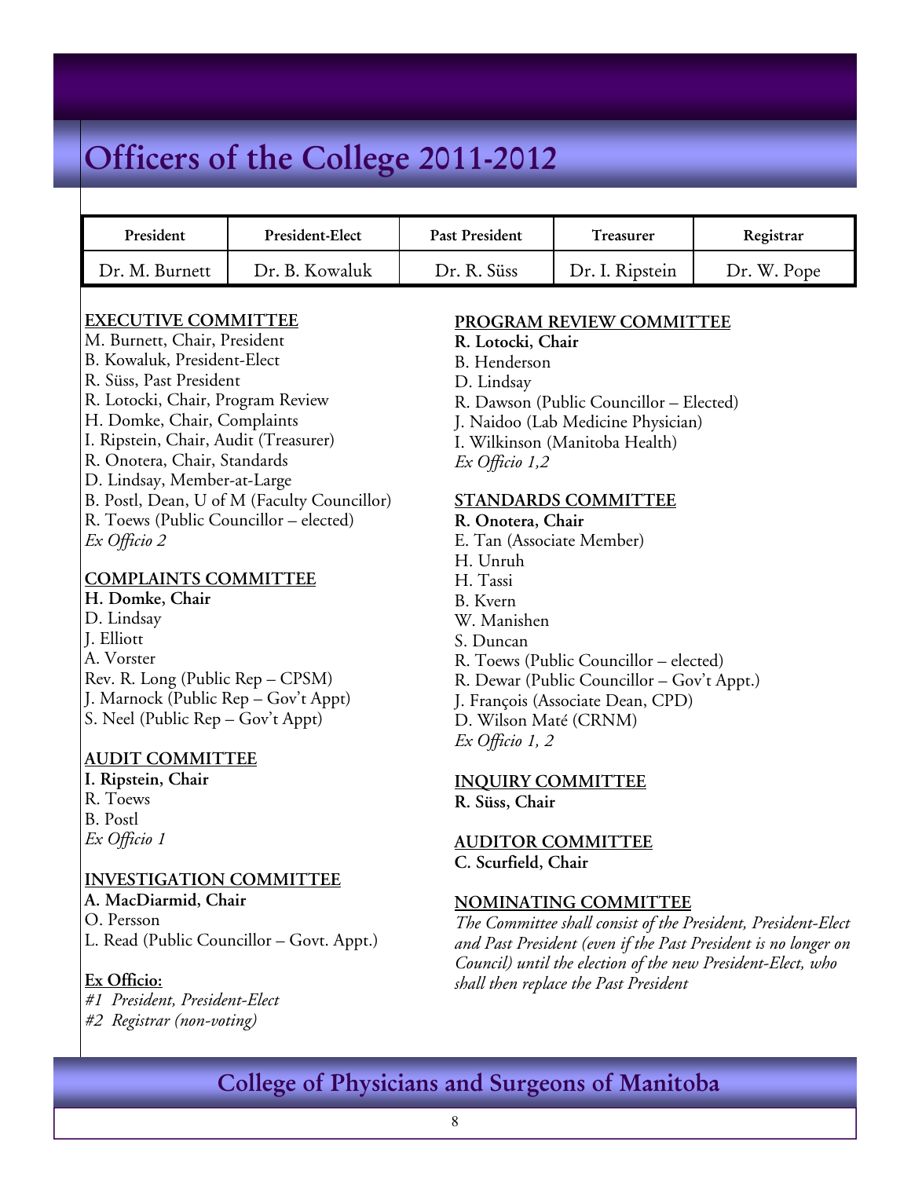# Officers of the College 2011-2012

| President | President-Elect | Past President | Treasurer | Registrar |
|---|---|---|---|---|
| Dr. M. Burnett | Dr. B. Kowaluk | Dr. R. Süss | Dr. I. Ripstein | Dr. W. Pope |

**EXECUTIVE COMMITTEE**

M. Burnett, Chair, President
B. Kowaluk, President-Elect
R. Süss, Past President
R. Lotocki, Chair, Program Review
H. Domke, Chair, Complaints
I. Ripstein, Chair, Audit (Treasurer)
R. Onotera, Chair, Standards
D. Lindsay, Member-at-Large
B. Postl, Dean, U of M (Faculty Councillor)
R. Toews (Public Councillor – elected)
*Ex Officio 2*

**COMPLAINTS COMMITTEE**

**H. Domke, Chair**
D. Lindsay
J. Elliott
A. Vorster
Rev. R. Long (Public Rep – CPSM)
J. Marnock (Public Rep – Gov't Appt)
S. Neel (Public Rep – Gov't Appt)

**AUDIT COMMITTEE**

**I. Ripstein, Chair**
R. Toews
B. Postl
*Ex Officio 1*

**INVESTIGATION COMMITTEE**

**A. MacDiarmid, Chair**
O. Persson
L. Read (Public Councillor – Govt. Appt.)

**Ex Officio:**

*#1 President, President-Elect*
*#2 Registrar (non-voting)*

**PROGRAM REVIEW COMMITTEE**

**R. Lotocki, Chair**
B. Henderson
D. Lindsay
R. Dawson (Public Councillor – Elected)
J. Naidoo (Lab Medicine Physician)
I. Wilkinson (Manitoba Health)
*Ex Officio 1,2*

**STANDARDS COMMITTEE**

**R. Onotera, Chair**
E. Tan (Associate Member)
H. Unruh
H. Tassi
B. Kvern
W. Manishen
S. Duncan
R. Toews (Public Councillor – elected)
R. Dewar (Public Councillor – Gov't Appt.)
J. François (Associate Dean, CPD)
D. Wilson Maté (CRNM)
*Ex Officio 1, 2*

**INQUIRY COMMITTEE**

**R. Süss, Chair**

**AUDITOR COMMITTEE**

**C. Scurfield, Chair**

**NOMINATING COMMITTEE**

*The Committee shall consist of the President, President-Elect and Past President (even if the Past President is no longer on Council) until the election of the new President-Elect, who shall then replace the Past President*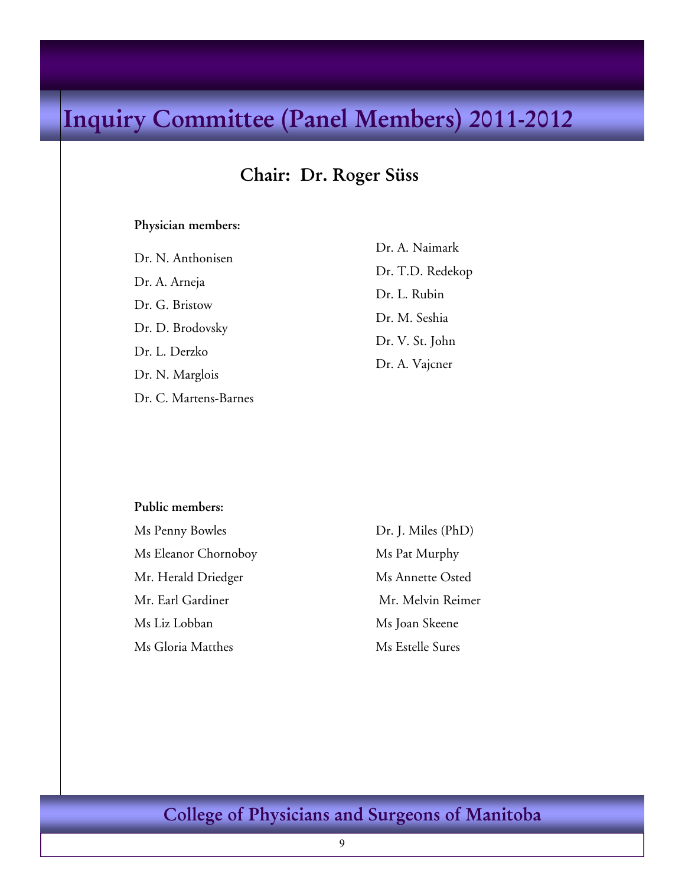# Inquiry Committee (Panel Members) 2011-2012

## Chair: Dr. Roger Süss

**Physician members:**

Dr. N. Anthonisen

Dr. A. Arneja

Dr. G. Bristow

Dr. D. Brodovsky

Dr. L. Derzko

Dr. N. Marglois

Dr. C. Martens-Barnes

Dr. A. Naimark

Dr. T.D. Redekop

Dr. L. Rubin

Dr. M. Seshia

Dr. V. St. John

Dr. A. Vajcner

**Public members:**

Ms Penny Bowles

Ms Eleanor Chornoboy

Mr. Herald Driedger

Mr. Earl Gardiner

Ms Liz Lobban

Ms Gloria Matthes

Dr. J. Miles (PhD)

Ms Pat Murphy

Ms Annette Osted

Mr. Melvin Reimer

Ms Joan Skeene

Ms Estelle Sures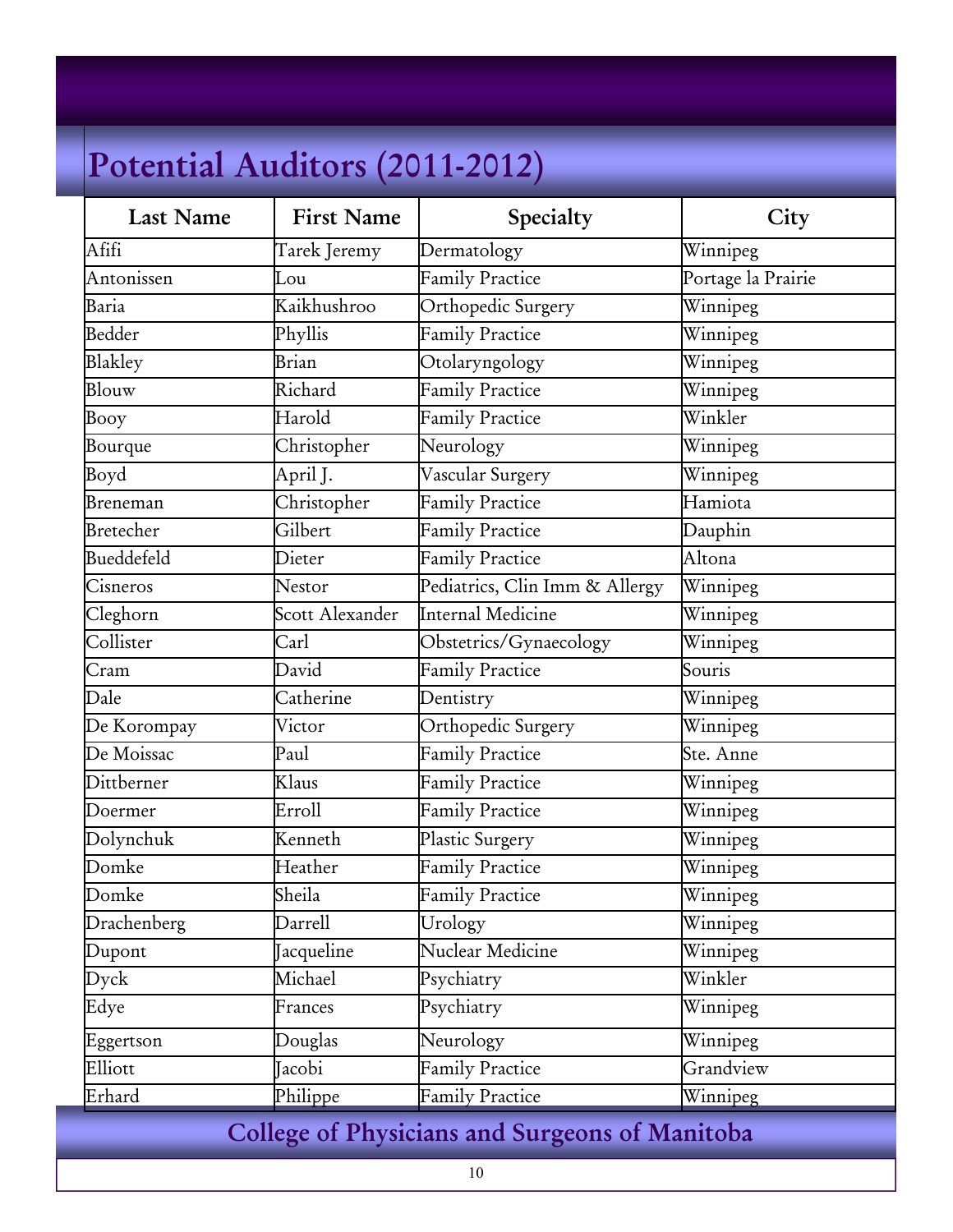# Potential Auditors (2011-2012)

| Last Name | First Name | Specialty | City |
|---|---|---|---|
| Afifi | Tarek Jeremy | Dermatology | Winnipeg |
| Antonissen | Lou | Family Practice | Portage la Prairie |
| Baria | Kaikhushroo | Orthopedic Surgery | Winnipeg |
| Bedder | Phyllis | Family Practice | Winnipeg |
| Blakley | Brian | Otolaryngology | Winnipeg |
| Blouw | Richard | Family Practice | Winnipeg |
| Booy | Harold | Family Practice | Winkler |
| Bourque | Christopher | Neurology | Winnipeg |
| Boyd | April J. | Vascular Surgery | Winnipeg |
| Breneman | Christopher | Family Practice | Hamiota |
| Bretecher | Gilbert | Family Practice | Dauphin |
| Bueddefeld | Dieter | Family Practice | Altona |
| Cisneros | Nestor | Pediatrics, Clin Imm & Allergy | Winnipeg |
| Cleghorn | Scott Alexander | Internal Medicine | Winnipeg |
| Collister | Carl | Obstetrics/Gynaecology | Winnipeg |
| Cram | David | Family Practice | Souris |
| Dale | Catherine | Dentistry | Winnipeg |
| De Korompay | Victor | Orthopedic Surgery | Winnipeg |
| De Moissac | Paul | Family Practice | Ste. Anne |
| Dittberner | Klaus | Family Practice | Winnipeg |
| Doermer | Erroll | Family Practice | Winnipeg |
| Dolynchuk | Kenneth | Plastic Surgery | Winnipeg |
| Domke | Heather | Family Practice | Winnipeg |
| Domke | Sheila | Family Practice | Winnipeg |
| Drachenberg | Darrell | Urology | Winnipeg |
| Dupont | Jacqueline | Nuclear Medicine | Winnipeg |
| Dyck | Michael | Psychiatry | Winkler |
| Edye | Frances | Psychiatry | Winnipeg |
| Eggertson | Douglas | Neurology | Winnipeg |
| Elliott | Jacobi | Family Practice | Grandview |
| Erhard | Philippe | Family Practice | Winnipeg |

College of Physicians and Surgeons of Manitoba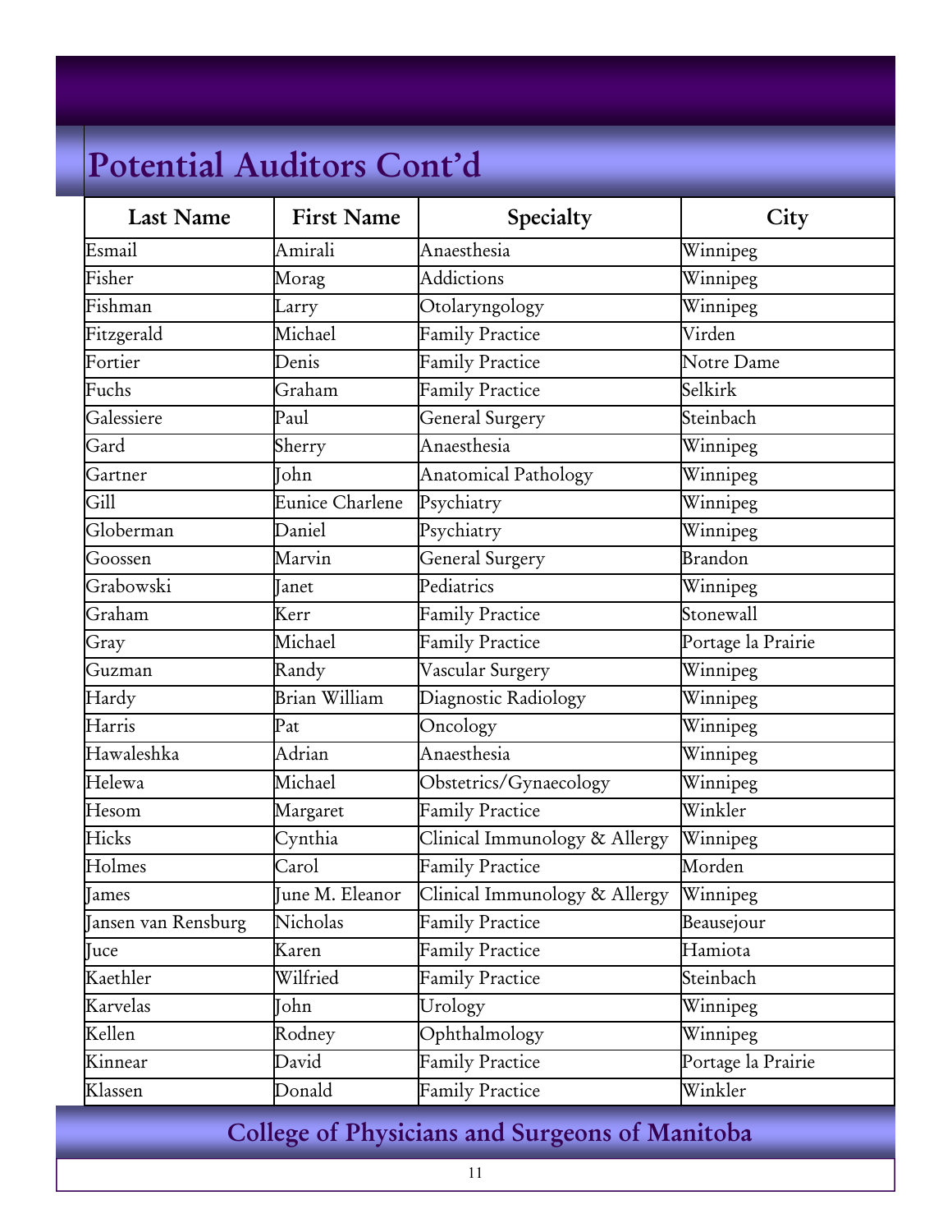# Potential Auditors Cont'd

| Last Name | First Name | Specialty | City |
|---|---|---|---|
| Esmail | Amirali | Anaesthesia | Winnipeg |
| Fisher | Morag | Addictions | Winnipeg |
| Fishman | Larry | Otolaryngology | Winnipeg |
| Fitzgerald | Michael | Family Practice | Virden |
| Fortier | Denis | Family Practice | Notre Dame |
| Fuchs | Graham | Family Practice | Selkirk |
| Galessiere | Paul | General Surgery | Steinbach |
| Gard | Sherry | Anaesthesia | Winnipeg |
| Gartner | John | Anatomical Pathology | Winnipeg |
| Gill | Eunice Charlene | Psychiatry | Winnipeg |
| Globerman | Daniel | Psychiatry | Winnipeg |
| Goossen | Marvin | General Surgery | Brandon |
| Grabowski | Janet | Pediatrics | Winnipeg |
| Graham | Kerr | Family Practice | Stonewall |
| Gray | Michael | Family Practice | Portage la Prairie |
| Guzman | Randy | Vascular Surgery | Winnipeg |
| Hardy | Brian William | Diagnostic Radiology | Winnipeg |
| Harris | Pat | Oncology | Winnipeg |
| Hawaleshka | Adrian | Anaesthesia | Winnipeg |
| Helewa | Michael | Obstetrics/Gynaecology | Winnipeg |
| Hesom | Margaret | Family Practice | Winkler |
| Hicks | Cynthia | Clinical Immunology & Allergy | Winnipeg |
| Holmes | Carol | Family Practice | Morden |
| James | June M. Eleanor | Clinical Immunology & Allergy | Winnipeg |
| Jansen van Rensburg | Nicholas | Family Practice | Beausejour |
| Juce | Karen | Family Practice | Hamiota |
| Kaethler | Wilfried | Family Practice | Steinbach |
| Karvelas | John | Urology | Winnipeg |
| Kellen | Rodney | Ophthalmology | Winnipeg |
| Kinnear | David | Family Practice | Portage la Prairie |
| Klassen | Donald | Family Practice | Winkler |

College of Physicians and Surgeons of Manitoba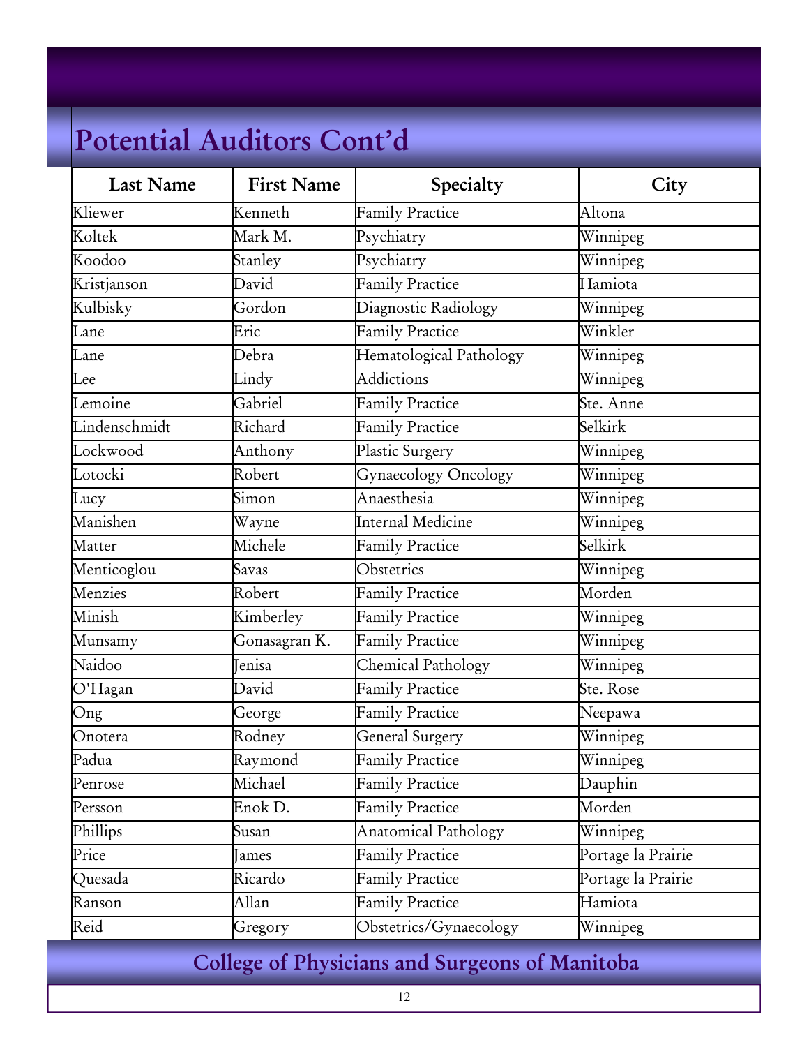# Potential Auditors Cont'd

| Last Name | First Name | Specialty | City |
|---|---|---|---|
| Kliewer | Kenneth | Family Practice | Altona |
| Koltek | Mark M. | Psychiatry | Winnipeg |
| Koodoo | Stanley | Psychiatry | Winnipeg |
| Kristjanson | David | Family Practice | Hamiota |
| Kulbisky | Gordon | Diagnostic Radiology | Winnipeg |
| Lane | Eric | Family Practice | Winkler |
| Lane | Debra | Hematological Pathology | Winnipeg |
| Lee | Lindy | Addictions | Winnipeg |
| Lemoine | Gabriel | Family Practice | Ste. Anne |
| Lindenschmidt | Richard | Family Practice | Selkirk |
| Lockwood | Anthony | Plastic Surgery | Winnipeg |
| Lotocki | Robert | Gynaecology Oncology | Winnipeg |
| Lucy | Simon | Anaesthesia | Winnipeg |
| Manishen | Wayne | Internal Medicine | Winnipeg |
| Matter | Michele | Family Practice | Selkirk |
| Menticoglou | Savas | Obstetrics | Winnipeg |
| Menzies | Robert | Family Practice | Morden |
| Minish | Kimberley | Family Practice | Winnipeg |
| Munsamy | Gonasagran K. | Family Practice | Winnipeg |
| Naidoo | Jenisa | Chemical Pathology | Winnipeg |
| O'Hagan | David | Family Practice | Ste. Rose |
| Ong | George | Family Practice | Neepawa |
| Onotera | Rodney | General Surgery | Winnipeg |
| Padua | Raymond | Family Practice | Winnipeg |
| Penrose | Michael | Family Practice | Dauphin |
| Persson | Enok D. | Family Practice | Morden |
| Phillips | Susan | Anatomical Pathology | Winnipeg |
| Price | James | Family Practice | Portage la Prairie |
| Quesada | Ricardo | Family Practice | Portage la Prairie |
| Ranson | Allan | Family Practice | Hamiota |
| Reid | Gregory | Obstetrics/Gynaecology | Winnipeg |

College of Physicians and Surgeons of Manitoba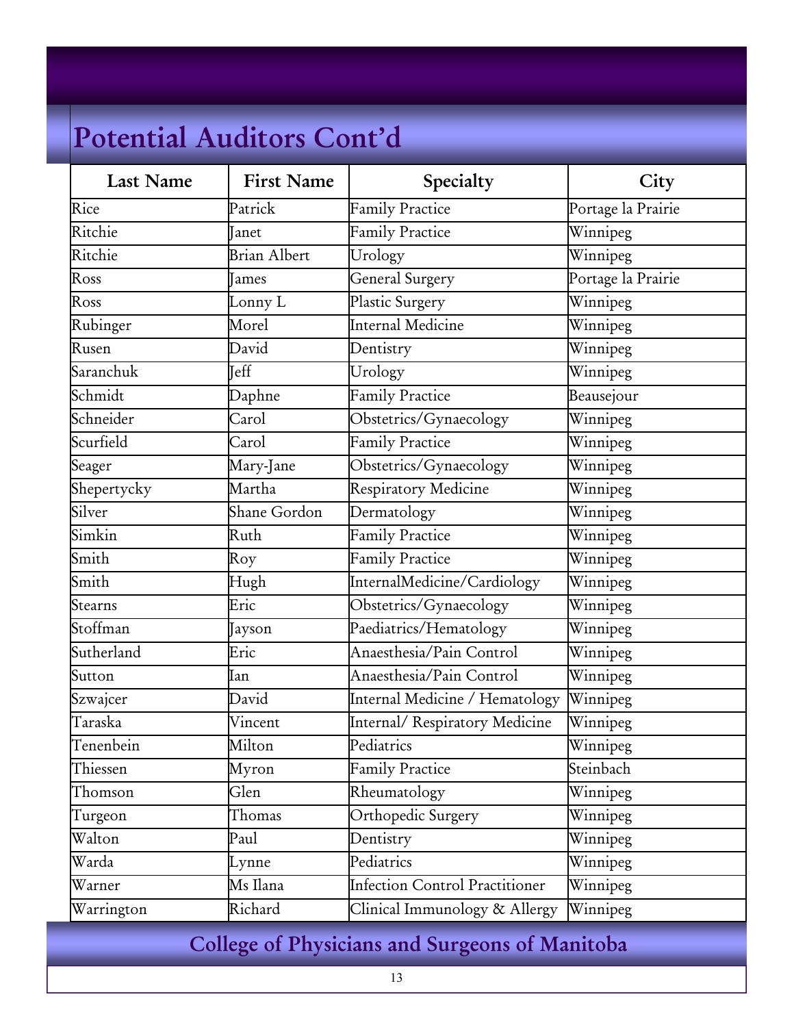# Potential Auditors Cont'd

| Last Name | First Name | Specialty | City |
|---|---|---|---|
| Rice | Patrick | Family Practice | Portage la Prairie |
| Ritchie | Janet | Family Practice | Winnipeg |
| Ritchie | Brian Albert | Urology | Winnipeg |
| Ross | James | General Surgery | Portage la Prairie |
| Ross | Lonny L | Plastic Surgery | Winnipeg |
| Rubinger | Morel | Internal Medicine | Winnipeg |
| Rusen | David | Dentistry | Winnipeg |
| Saranchuk | Jeff | Urology | Winnipeg |
| Schmidt | Daphne | Family Practice | Beausejour |
| Schneider | Carol | Obstetrics/Gynaecology | Winnipeg |
| Scurfield | Carol | Family Practice | Winnipeg |
| Seager | Mary-Jane | Obstetrics/Gynaecology | Winnipeg |
| Shepertycky | Martha | Respiratory Medicine | Winnipeg |
| Silver | Shane Gordon | Dermatology | Winnipeg |
| Simkin | Ruth | Family Practice | Winnipeg |
| Smith | Roy | Family Practice | Winnipeg |
| Smith | Hugh | InternalMedicine/Cardiology | Winnipeg |
| Stearns | Eric | Obstetrics/Gynaecology | Winnipeg |
| Stoffman | Jayson | Paediatrics/Hematology | Winnipeg |
| Sutherland | Eric | Anaesthesia/Pain Control | Winnipeg |
| Sutton | Ian | Anaesthesia/Pain Control | Winnipeg |
| Szwajcer | David | Internal Medicine / Hematology | Winnipeg |
| Taraska | Vincent | Internal/ Respiratory Medicine | Winnipeg |
| Tenenbein | Milton | Pediatrics | Winnipeg |
| Thiessen | Myron | Family Practice | Steinbach |
| Thomson | Glen | Rheumatology | Winnipeg |
| Turgeon | Thomas | Orthopedic Surgery | Winnipeg |
| Walton | Paul | Dentistry | Winnipeg |
| Warda | Lynne | Pediatrics | Winnipeg |
| Warner | Ms Ilana | Infection Control Practitioner | Winnipeg |
| Warrington | Richard | Clinical Immunology & Allergy | Winnipeg |

College of Physicians and Surgeons of Manitoba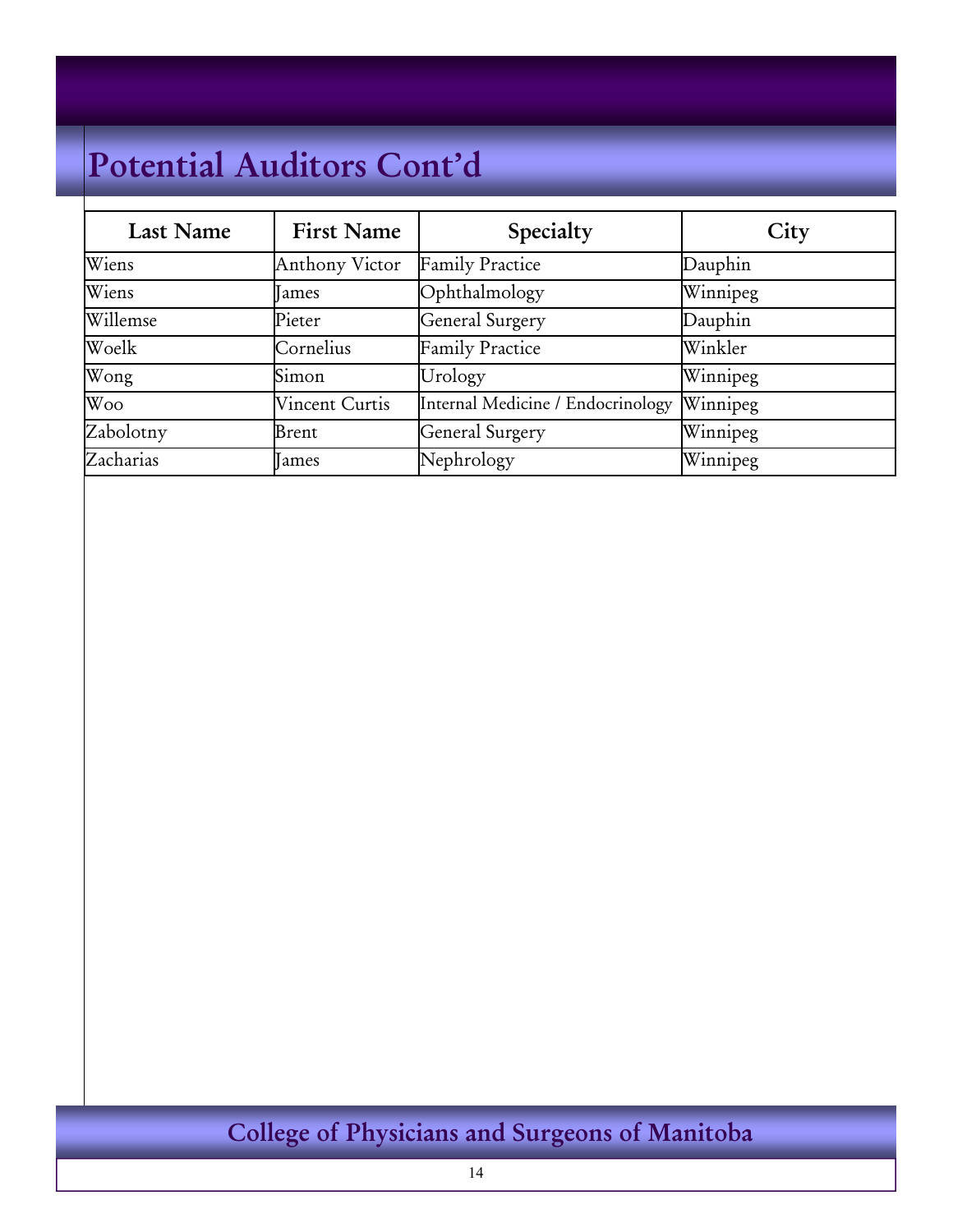# Potential Auditors Cont'd

| Last Name | First Name | Specialty | City |
| --- | --- | --- | --- |
| Wiens | Anthony Victor | Family Practice | Dauphin |
| Wiens | James | Ophthalmology | Winnipeg |
| Willemse | Pieter | General Surgery | Dauphin |
| Woelk | Cornelius | Family Practice | Winkler |
| Wong | Simon | Urology | Winnipeg |
| Woo | Vincent Curtis | Internal Medicine / Endocrinology | Winnipeg |
| Zabolotny | Brent | General Surgery | Winnipeg |
| Zacharias | James | Nephrology | Winnipeg |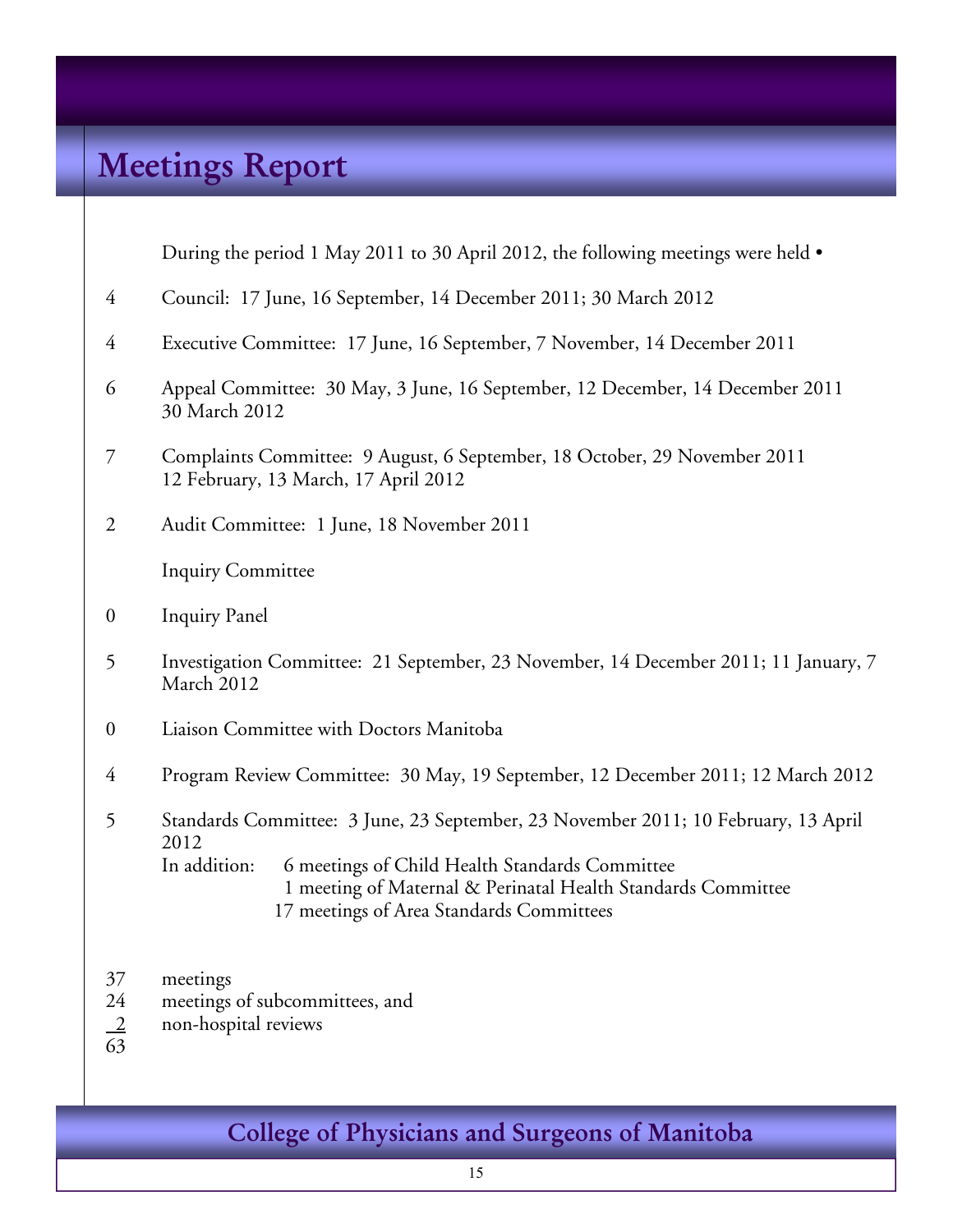# Meetings Report

During the period 1 May 2011 to 30 April 2012, the following meetings were held •

| | |
|---|---|
| 4 | Council: 17 June, 16 September, 14 December 2011; 30 March 2012 |
| 4 | Executive Committee: 17 June, 16 September, 7 November, 14 December 2011 |
| 6 | Appeal Committee: 30 May, 3 June, 16 September, 12 December, 14 December 2011 30 March 2012 |
| 7 | Complaints Committee: 9 August, 6 September, 18 October, 29 November 2011 12 February, 13 March, 17 April 2012 |
| 2 | Audit Committee: 1 June, 18 November 2011 |
| | Inquiry Committee |
| 0 | Inquiry Panel |
| 5 | Investigation Committee: 21 September, 23 November, 14 December 2011; 11 January, 7 March 2012 |
| 0 | Liaison Committee with Doctors Manitoba |
| 4 | Program Review Committee: 30 May, 19 September, 12 December 2011; 12 March 2012 |
| 5 | Standards Committee: 3 June, 23 September, 23 November 2011; 10 February, 13 April 2012 |

In addition:
- 6 meetings of Child Health Standards Committee
- 1 meeting of Maternal & Perinatal Health Standards Committee
- 17 meetings of Area Standards Committees

| | |
|---|---|
| 37 | meetings |
| 24 | meetings of subcommittees, and |
| 2 | non-hospital reviews |
| 63 | |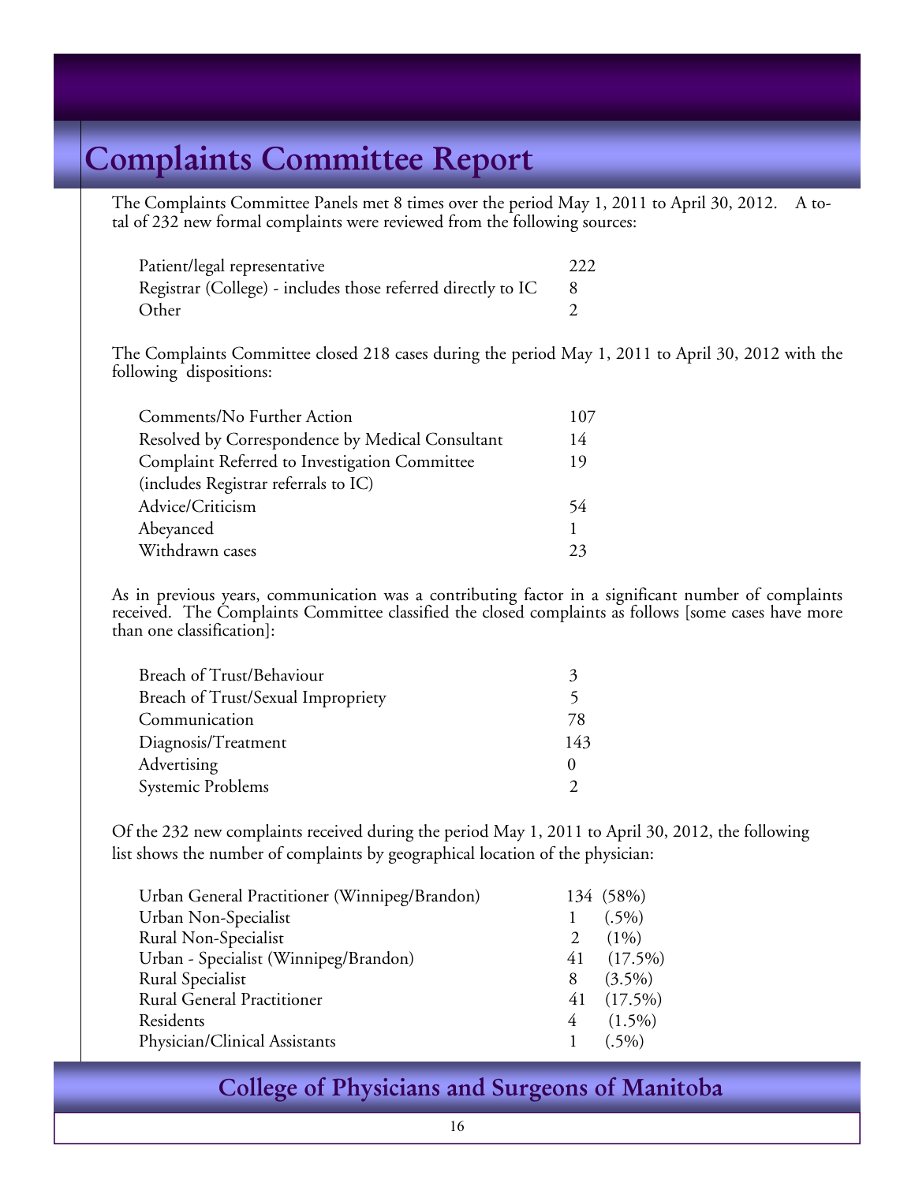# Complaints Committee Report

The Complaints Committee Panels met 8 times over the period May 1, 2011 to April 30, 2012. A total of 232 new formal complaints were reviewed from the following sources:

| Source | Number |
|---|---|
| Patient/legal representative | 222 |
| Registrar (College) - includes those referred directly to IC | 8 |
| Other | 2 |

The Complaints Committee closed 218 cases during the period May 1, 2011 to April 30, 2012 with the following dispositions:

| Disposition | Number |
|---|---|
| Comments/No Further Action | 107 |
| Resolved by Correspondence by Medical Consultant | 14 |
| Complaint Referred to Investigation Committee (includes Registrar referrals to IC) | 19 |
| Advice/Criticism | 54 |
| Abeyanced | 1 |
| Withdrawn cases | 23 |

As in previous years, communication was a contributing factor in a significant number of complaints received. The Complaints Committee classified the closed complaints as follows [some cases have more than one classification]:

| Classification | Number |
|---|---|
| Breach of Trust/Behaviour | 3 |
| Breach of Trust/Sexual Impropriety | 5 |
| Communication | 78 |
| Diagnosis/Treatment | 143 |
| Advertising | 0 |
| Systemic Problems | 2 |

Of the 232 new complaints received during the period May 1, 2011 to April 30, 2012, the following list shows the number of complaints by geographical location of the physician:

| Location | Number | Percentage |
|---|---|---|
| Urban General Practitioner (Winnipeg/Brandon) | 134 | (58%) |
| Urban Non-Specialist | 1 | (.5%) |
| Rural Non-Specialist | 2 | (1%) |
| Urban - Specialist (Winnipeg/Brandon) | 41 | (17.5%) |
| Rural Specialist | 8 | (3.5%) |
| Rural General Practitioner | 41 | (17.5%) |
| Residents | 4 | (1.5%) |
| Physician/Clinical Assistants | 1 | (.5%) |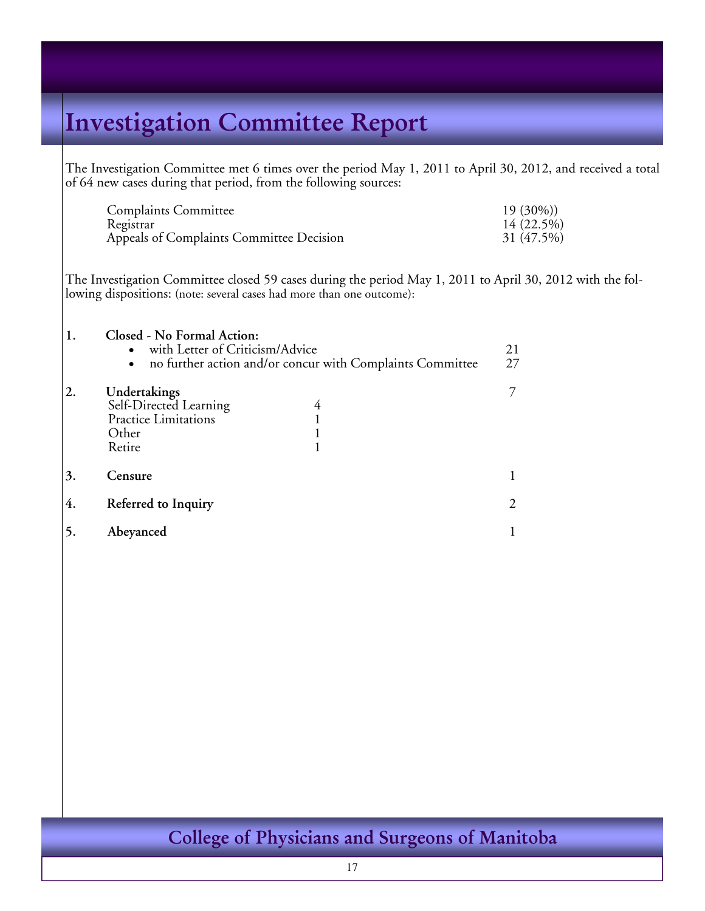# Investigation Committee Report

The Investigation Committee met 6 times over the period May 1, 2011 to April 30, 2012, and received a total of 64 new cases during that period, from the following sources:

| | |
|---|---|
| Complaints Committee | 19 (30%)) |
| Registrar | 14 (22.5%) |
| Appeals of Complaints Committee Decision | 31 (47.5%) |

The Investigation Committee closed 59 cases during the period May 1, 2011 to April 30, 2012 with the following dispositions: (note: several cases had more than one outcome):

1. **Closed - No Formal Action:**
   - with Letter of Criticism/Advice — 21
   - no further action and/or concur with Complaints Committee — 27

2. **Undertakings** — 7

   | | |
   |---|---|
   | Self-Directed Learning | 4 |
   | Practice Limitations | 1 |
   | Other | 1 |
   | Retire | 1 |

3. **Censure** — 1

4. **Referred to Inquiry** — 2

5. **Abeyanced** — 1

College of Physicians and Surgeons of Manitoba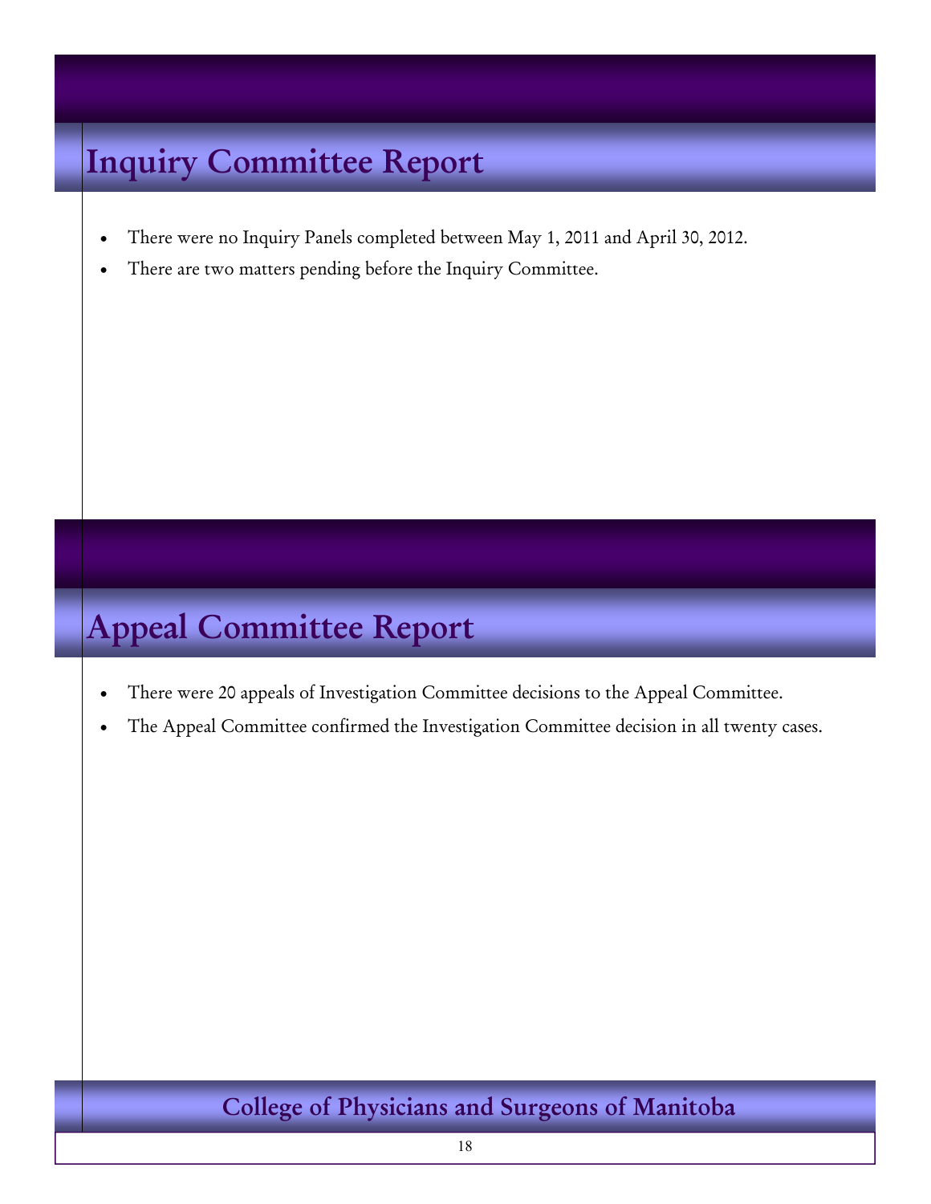# Inquiry Committee Report

- There were no Inquiry Panels completed between May 1, 2011 and April 30, 2012.
- There are two matters pending before the Inquiry Committee.

# Appeal Committee Report

- There were 20 appeals of Investigation Committee decisions to the Appeal Committee.
- The Appeal Committee confirmed the Investigation Committee decision in all twenty cases.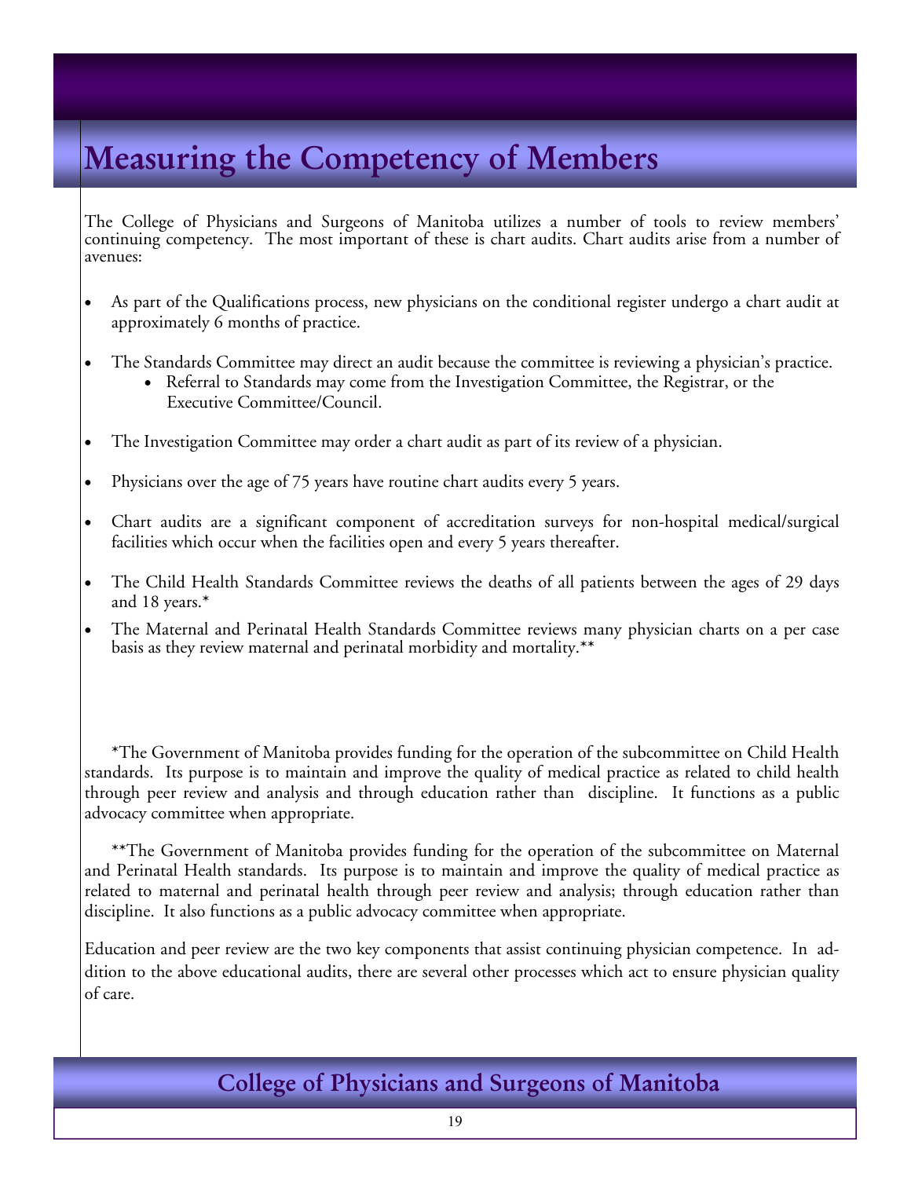# Measuring the Competency of Members

The College of Physicians and Surgeons of Manitoba utilizes a number of tools to review members' continuing competency. The most important of these is chart audits. Chart audits arise from a number of avenues:

- As part of the Qualifications process, new physicians on the conditional register undergo a chart audit at approximately 6 months of practice.
- The Standards Committee may direct an audit because the committee is reviewing a physician's practice.
  - Referral to Standards may come from the Investigation Committee, the Registrar, or the Executive Committee/Council.
- The Investigation Committee may order a chart audit as part of its review of a physician.
- Physicians over the age of 75 years have routine chart audits every 5 years.
- Chart audits are a significant component of accreditation surveys for non-hospital medical/surgical facilities which occur when the facilities open and every 5 years thereafter.
- The Child Health Standards Committee reviews the deaths of all patients between the ages of 29 days and 18 years.*
- The Maternal and Perinatal Health Standards Committee reviews many physician charts on a per case basis as they review maternal and perinatal morbidity and mortality.**

*The Government of Manitoba provides funding for the operation of the subcommittee on Child Health standards. Its purpose is to maintain and improve the quality of medical practice as related to child health through peer review and analysis and through education rather than discipline. It functions as a public advocacy committee when appropriate.

**The Government of Manitoba provides funding for the operation of the subcommittee on Maternal and Perinatal Health standards. Its purpose is to maintain and improve the quality of medical practice as related to maternal and perinatal health through peer review and analysis; through education rather than discipline. It also functions as a public advocacy committee when appropriate.

Education and peer review are the two key components that assist continuing physician competence. In addition to the above educational audits, there are several other processes which act to ensure physician quality of care.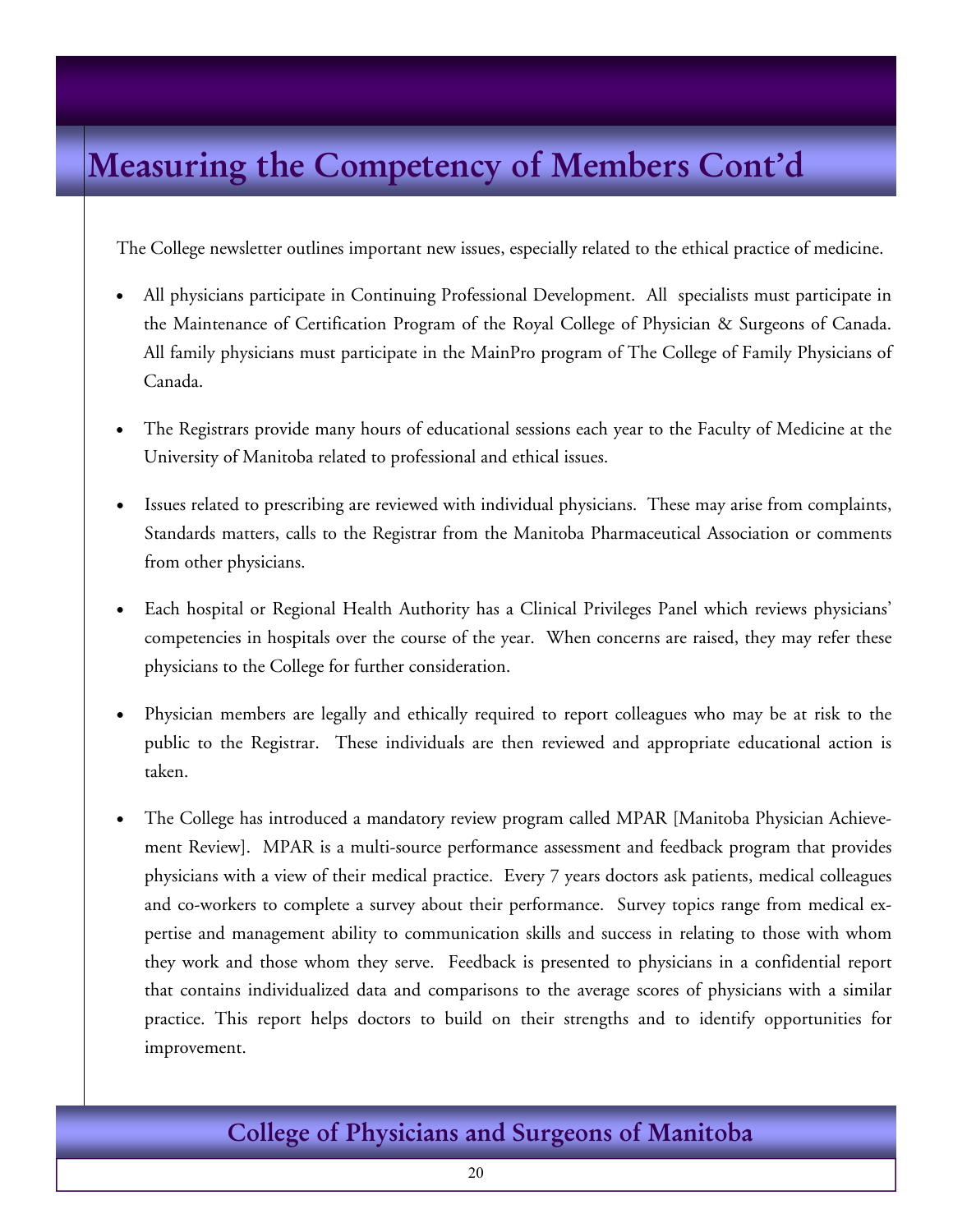# Measuring the Competency of Members Cont'd

The College newsletter outlines important new issues, especially related to the ethical practice of medicine.

- All physicians participate in Continuing Professional Development. All specialists must participate in the Maintenance of Certification Program of the Royal College of Physician & Surgeons of Canada. All family physicians must participate in the MainPro program of The College of Family Physicians of Canada.

- The Registrars provide many hours of educational sessions each year to the Faculty of Medicine at the University of Manitoba related to professional and ethical issues.

- Issues related to prescribing are reviewed with individual physicians. These may arise from complaints, Standards matters, calls to the Registrar from the Manitoba Pharmaceutical Association or comments from other physicians.

- Each hospital or Regional Health Authority has a Clinical Privileges Panel which reviews physicians' competencies in hospitals over the course of the year. When concerns are raised, they may refer these physicians to the College for further consideration.

- Physician members are legally and ethically required to report colleagues who may be at risk to the public to the Registrar. These individuals are then reviewed and appropriate educational action is taken.

- The College has introduced a mandatory review program called MPAR [Manitoba Physician Achievement Review]. MPAR is a multi-source performance assessment and feedback program that provides physicians with a view of their medical practice. Every 7 years doctors ask patients, medical colleagues and co-workers to complete a survey about their performance. Survey topics range from medical expertise and management ability to communication skills and success in relating to those with whom they work and those whom they serve. Feedback is presented to physicians in a confidential report that contains individualized data and comparisons to the average scores of physicians with a similar practice. This report helps doctors to build on their strengths and to identify opportunities for improvement.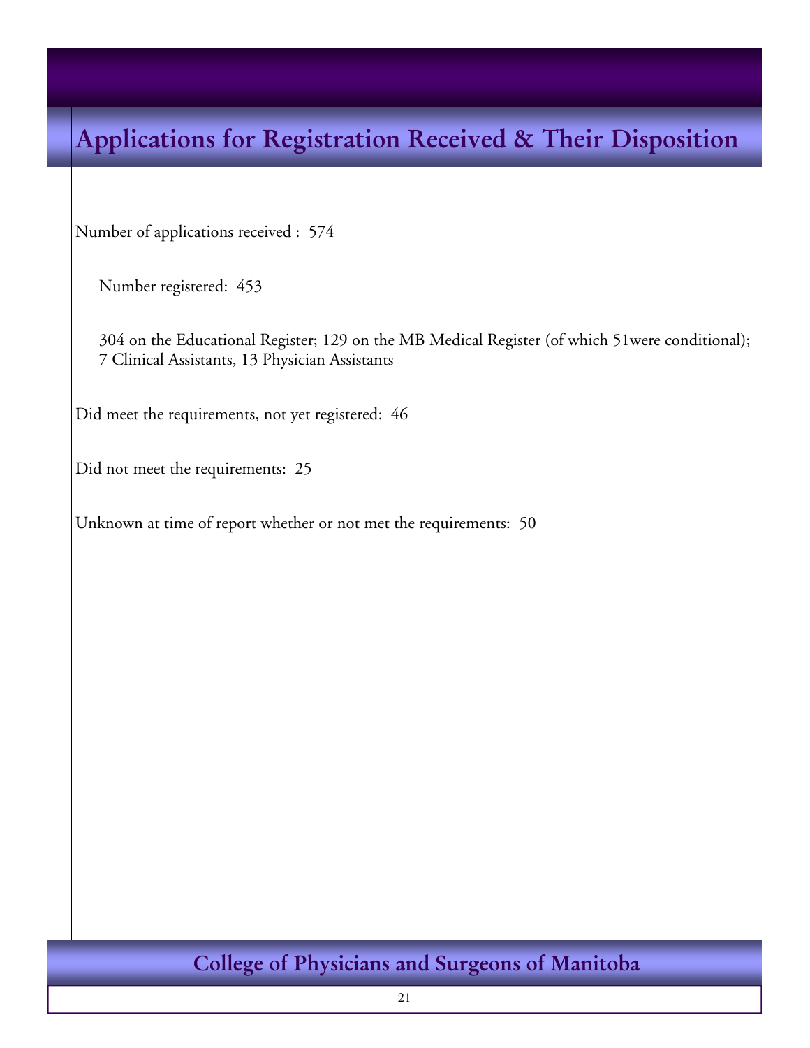# Applications for Registration Received & Their Disposition

Number of applications received : 574

Number registered: 453

304 on the Educational Register; 129 on the MB Medical Register (of which 51were conditional); 7 Clinical Assistants, 13 Physician Assistants

Did meet the requirements, not yet registered: 46

Did not meet the requirements: 25

Unknown at time of report whether or not met the requirements: 50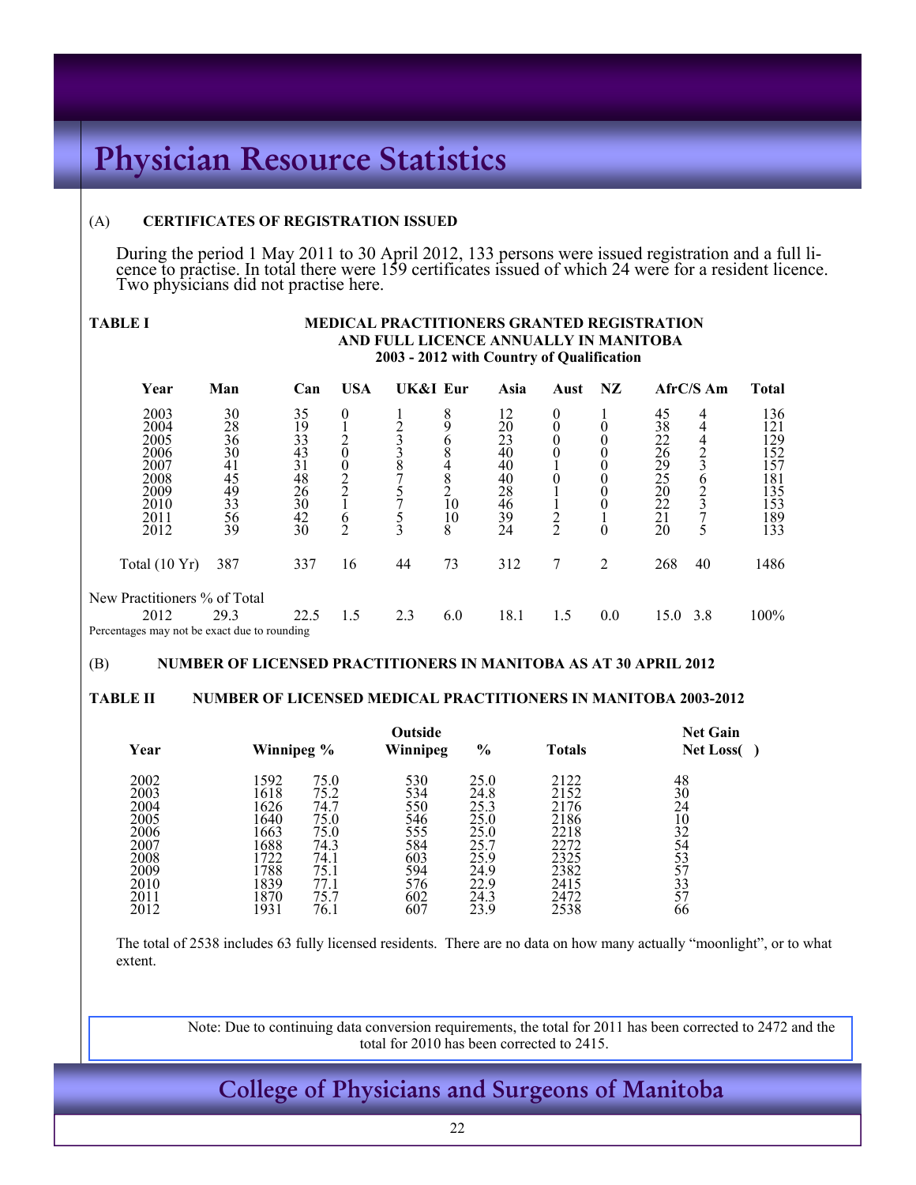# Physician Resource Statistics

(A) **CERTIFICATES OF REGISTRATION ISSUED**

During the period 1 May 2011 to 30 April 2012, 133 persons were issued registration and a full licence to practise. In total there were 159 certificates issued of which 24 were for a resident licence. Two physicians did not practise here.

**TABLE I** **MEDICAL PRACTITIONERS GRANTED REGISTRATION AND FULL LICENCE ANNUALLY IN MANITOBA 2003 - 2012 with Country of Qualification**

| Year | Man | Can | USA | UK&I | Eur | Asia | Aust | NZ | Afr | C/S Am | Total |
|---|---|---|---|---|---|---|---|---|---|---|---|
| 2003 | 30 | 35 | 0 | 1 | 8 | 12 | 0 | 1 | 45 | 4 | 136 |
| 2004 | 28 | 19 | 1 | 2 | 9 | 20 | 0 | 0 | 38 | 4 | 121 |
| 2005 | 36 | 33 | 2 | 3 | 6 | 23 | 0 | 0 | 22 | 4 | 129 |
| 2006 | 30 | 43 | 0 | 3 | 8 | 40 | 0 | 0 | 26 | 2 | 152 |
| 2007 | 41 | 31 | 0 | 8 | 4 | 40 | 1 | 0 | 29 | 3 | 157 |
| 2008 | 45 | 48 | 2 | 7 | 8 | 40 | 0 | 0 | 25 | 6 | 181 |
| 2009 | 49 | 26 | 2 | 5 | 2 | 28 | 1 | 0 | 20 | 2 | 135 |
| 2010 | 33 | 30 | 1 | 7 | 10 | 46 | 1 | 0 | 22 | 3 | 153 |
| 2011 | 56 | 42 | 6 | 5 | 10 | 39 | 2 | 1 | 21 | 7 | 189 |
| 2012 | 39 | 30 | 2 | 3 | 8 | 24 | 2 | 0 | 20 | 5 | 133 |
| Total (10 Yr) | 387 | 337 | 16 | 44 | 73 | 312 | 7 | 2 | 268 | 40 | 1486 |
| New Practitioners % of Total | | | | | | | | | | | |
| 2012 | 29.3 | 22.5 | 1.5 | 2.3 | 6.0 | 18.1 | 1.5 | 0.0 | 15.0 | 3.8 | 100% |

Percentages may not be exact due to rounding

(B) **NUMBER OF LICENSED PRACTITIONERS IN MANITOBA AS AT 30 APRIL 2012**

**TABLE II** **NUMBER OF LICENSED MEDICAL PRACTITIONERS IN MANITOBA 2003-2012**

| Year | Winnipeg | % | Outside Winnipeg | % | Totals | Net Gain Net Loss( ) |
|---|---|---|---|---|---|---|
| 2002 | 1592 | 75.0 | 530 | 25.0 | 2122 | 48 |
| 2003 | 1618 | 75.2 | 534 | 24.8 | 2152 | 30 |
| 2004 | 1626 | 74.7 | 550 | 25.3 | 2176 | 24 |
| 2005 | 1640 | 75.0 | 546 | 25.0 | 2186 | 10 |
| 2006 | 1663 | 75.0 | 555 | 25.0 | 2218 | 32 |
| 2007 | 1688 | 74.3 | 584 | 25.7 | 2272 | 54 |
| 2008 | 1722 | 74.1 | 603 | 25.9 | 2325 | 53 |
| 2009 | 1788 | 75.1 | 594 | 24.9 | 2382 | 57 |
| 2010 | 1839 | 77.1 | 576 | 22.9 | 2415 | 33 |
| 2011 | 1870 | 75.7 | 602 | 24.3 | 2472 | 57 |
| 2012 | 1931 | 76.1 | 607 | 23.9 | 2538 | 66 |

The total of 2538 includes 63 fully licensed residents. There are no data on how many actually "moonlight", or to what extent.

Note: Due to continuing data conversion requirements, the total for 2011 has been corrected to 2472 and the total for 2010 has been corrected to 2415.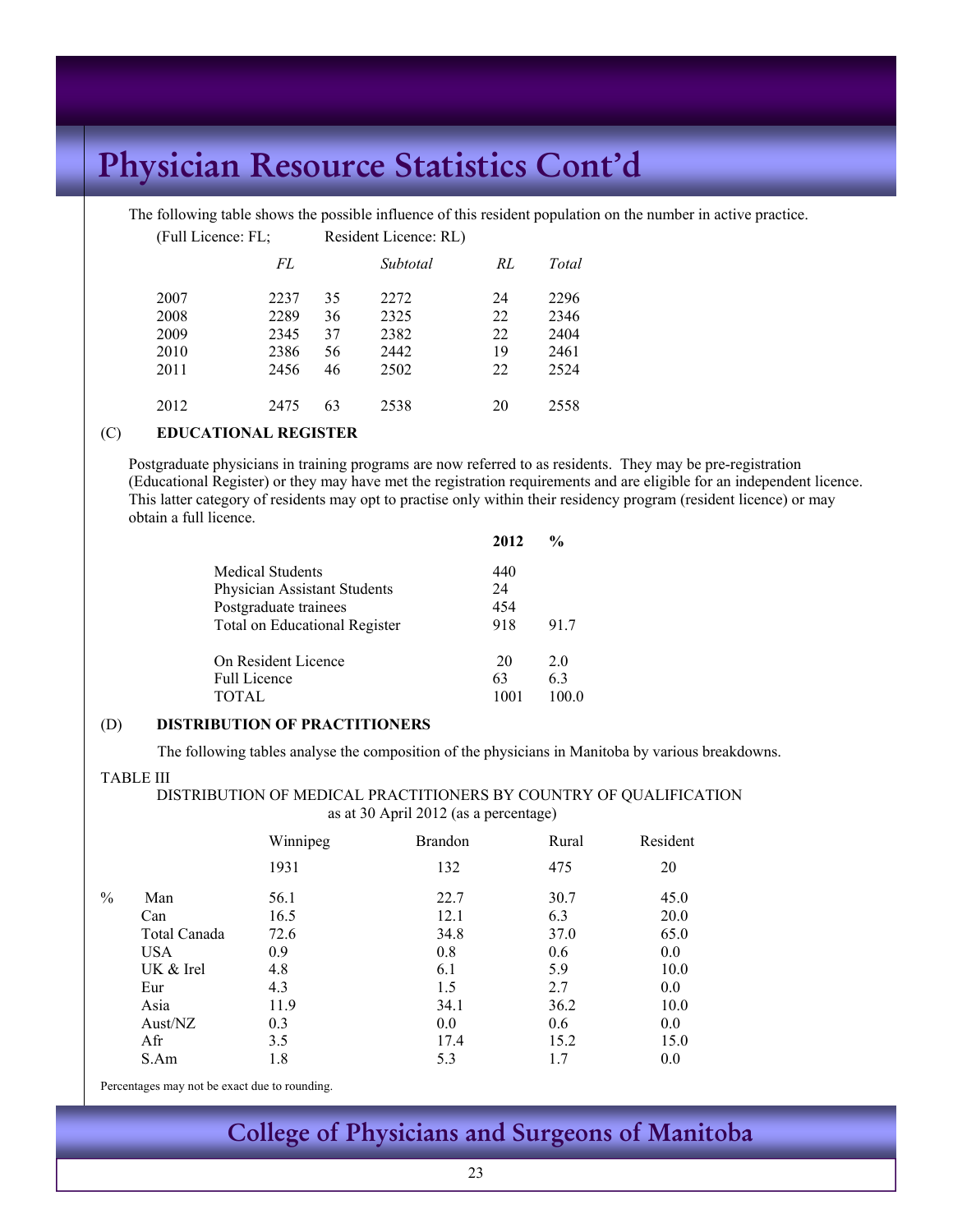# Physician Resource Statistics Cont'd

The following table shows the possible influence of this resident population on the number in active practice.

(Full Licence: FL; Resident Licence: RL)

| | *FL* | | *Subtotal* | *RL* | *Total* |
|---|---|---|---|---|---|
| 2007 | 2237 | 35 | 2272 | 24 | 2296 |
| 2008 | 2289 | 36 | 2325 | 22 | 2346 |
| 2009 | 2345 | 37 | 2382 | 22 | 2404 |
| 2010 | 2386 | 56 | 2442 | 19 | 2461 |
| 2011 | 2456 | 46 | 2502 | 22 | 2524 |
| 2012 | 2475 | 63 | 2538 | 20 | 2558 |

## (C) EDUCATIONAL REGISTER

Postgraduate physicians in training programs are now referred to as residents. They may be pre-registration (Educational Register) or they may have met the registration requirements and are eligible for an independent licence. This latter category of residents may opt to practise only within their residency program (resident licence) or may obtain a full licence.

| | **2012** | **%** |
|---|---|---|
| Medical Students | 440 | |
| Physician Assistant Students | 24 | |
| Postgraduate trainees | 454 | |
| Total on Educational Register | 918 | 91.7 |
| On Resident Licence | 20 | 2.0 |
| Full Licence | 63 | 6.3 |
| TOTAL | 1001 | 100.0 |

## (D) DISTRIBUTION OF PRACTITIONERS

The following tables analyse the composition of the physicians in Manitoba by various breakdowns.

TABLE III

DISTRIBUTION OF MEDICAL PRACTITIONERS BY COUNTRY OF QUALIFICATION as at 30 April 2012 (as a percentage)

| | | Winnipeg | Brandon | Rural | Resident |
|---|---|---|---|---|---|
| | | 1931 | 132 | 475 | 20 |
| % | Man | 56.1 | 22.7 | 30.7 | 45.0 |
| | Can | 16.5 | 12.1 | 6.3 | 20.0 |
| | Total Canada | 72.6 | 34.8 | 37.0 | 65.0 |
| | USA | 0.9 | 0.8 | 0.6 | 0.0 |
| | UK & Irel | 4.8 | 6.1 | 5.9 | 10.0 |
| | Eur | 4.3 | 1.5 | 2.7 | 0.0 |
| | Asia | 11.9 | 34.1 | 36.2 | 10.0 |
| | Aust/NZ | 0.3 | 0.0 | 0.6 | 0.0 |
| | Afr | 3.5 | 17.4 | 15.2 | 15.0 |
| | S.Am | 1.8 | 5.3 | 1.7 | 0.0 |

Percentages may not be exact due to rounding.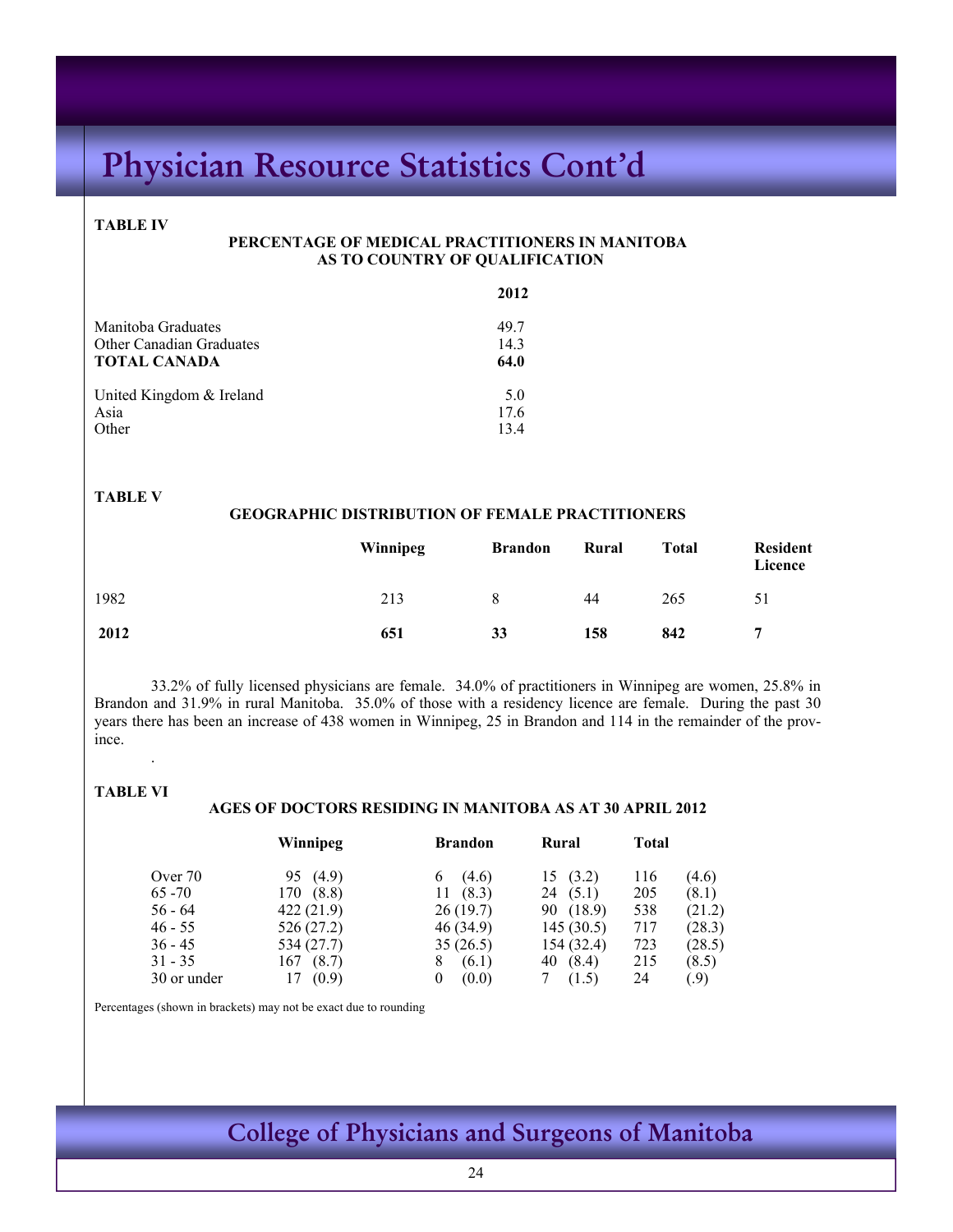# Physician Resource Statistics Cont'd

**TABLE IV**

**PERCENTAGE OF MEDICAL PRACTITIONERS IN MANITOBA AS TO COUNTRY OF QUALIFICATION**

| | **2012** |
|---|---|
| Manitoba Graduates | 49.7 |
| Other Canadian Graduates | 14.3 |
| **TOTAL CANADA** | **64.0** |
| United Kingdom & Ireland | 5.0 |
| Asia | 17.6 |
| Other | 13.4 |

**TABLE V**

**GEOGRAPHIC DISTRIBUTION OF FEMALE PRACTITIONERS**

| | **Winnipeg** | **Brandon** | **Rural** | **Total** | **Resident Licence** |
|---|---|---|---|---|---|
| 1982 | 213 | 8 | 44 | 265 | 51 |
| **2012** | **651** | **33** | **158** | **842** | **7** |

33.2% of fully licensed physicians are female. 34.0% of practitioners in Winnipeg are women, 25.8% in Brandon and 31.9% in rural Manitoba. 35.0% of those with a residency licence are female. During the past 30 years there has been an increase of 438 women in Winnipeg, 25 in Brandon and 114 in the remainder of the province.

**TABLE VI**

**AGES OF DOCTORS RESIDING IN MANITOBA AS AT 30 APRIL 2012**

| | **Winnipeg** | **Brandon** | **Rural** | **Total** |
|---|---|---|---|---|
| Over 70 | 95 (4.9) | 6 (4.6) | 15 (3.2) | 116 (4.6) |
| 65 -70 | 170 (8.8) | 11 (8.3) | 24 (5.1) | 205 (8.1) |
| 56 - 64 | 422 (21.9) | 26 (19.7) | 90 (18.9) | 538 (21.2) |
| 46 - 55 | 526 (27.2) | 46 (34.9) | 145 (30.5) | 717 (28.3) |
| 36 - 45 | 534 (27.7) | 35 (26.5) | 154 (32.4) | 723 (28.5) |
| 31 - 35 | 167 (8.7) | 8 (6.1) | 40 (8.4) | 215 (8.5) |
| 30 or under | 17 (0.9) | 0 (0.0) | 7 (1.5) | 24 (.9) |

Percentages (shown in brackets) may not be exact due to rounding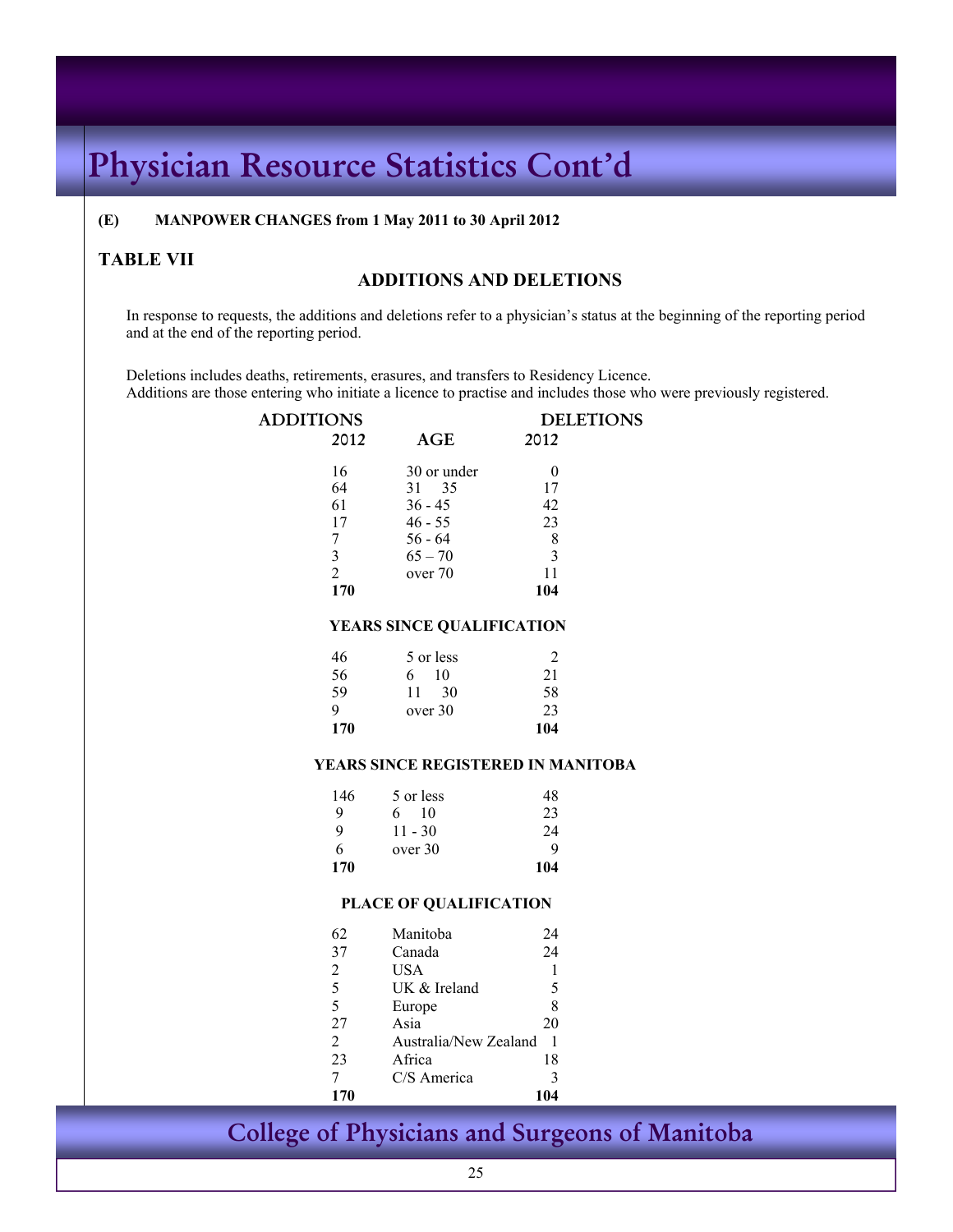# Physician Resource Statistics Cont'd

**(E) MANPOWER CHANGES from 1 May 2011 to 30 April 2012**

## TABLE VII

### ADDITIONS AND DELETIONS

In response to requests, the additions and deletions refer to a physician's status at the beginning of the reporting period and at the end of the reporting period.

Deletions includes deaths, retirements, erasures, and transfers to Residency Licence.
Additions are those entering who initiate a licence to practise and includes those who were previously registered.

| ADDITIONS 2012 | AGE | DELETIONS 2012 |
|---|---|---|
| 16 | 30 or under | 0 |
| 64 | 31 35 | 17 |
| 61 | 36 - 45 | 42 |
| 17 | 46 - 55 | 23 |
| 7 | 56 - 64 | 8 |
| 3 | 65 – 70 | 3 |
| 2 | over 70 | 11 |
| **170** | | **104** |

| ADDITIONS 2012 | YEARS SINCE QUALIFICATION | DELETIONS 2012 |
|---|---|---|
| 46 | 5 or less | 2 |
| 56 | 6 10 | 21 |
| 59 | 11 30 | 58 |
| 9 | over 30 | 23 |
| **170** | | **104** |

| ADDITIONS 2012 | YEARS SINCE REGISTERED IN MANITOBA | DELETIONS 2012 |
|---|---|---|
| 146 | 5 or less | 48 |
| 9 | 6 10 | 23 |
| 9 | 11 - 30 | 24 |
| 6 | over 30 | 9 |
| **170** | | **104** |

| ADDITIONS 2012 | PLACE OF QUALIFICATION | DELETIONS 2012 |
|---|---|---|
| 62 | Manitoba | 24 |
| 37 | Canada | 24 |
| 2 | USA | 1 |
| 5 | UK & Ireland | 5 |
| 5 | Europe | 8 |
| 27 | Asia | 20 |
| 2 | Australia/New Zealand | 1 |
| 23 | Africa | 18 |
| 7 | C/S America | 3 |
| **170** | | **104** |

College of Physicians and Surgeons of Manitoba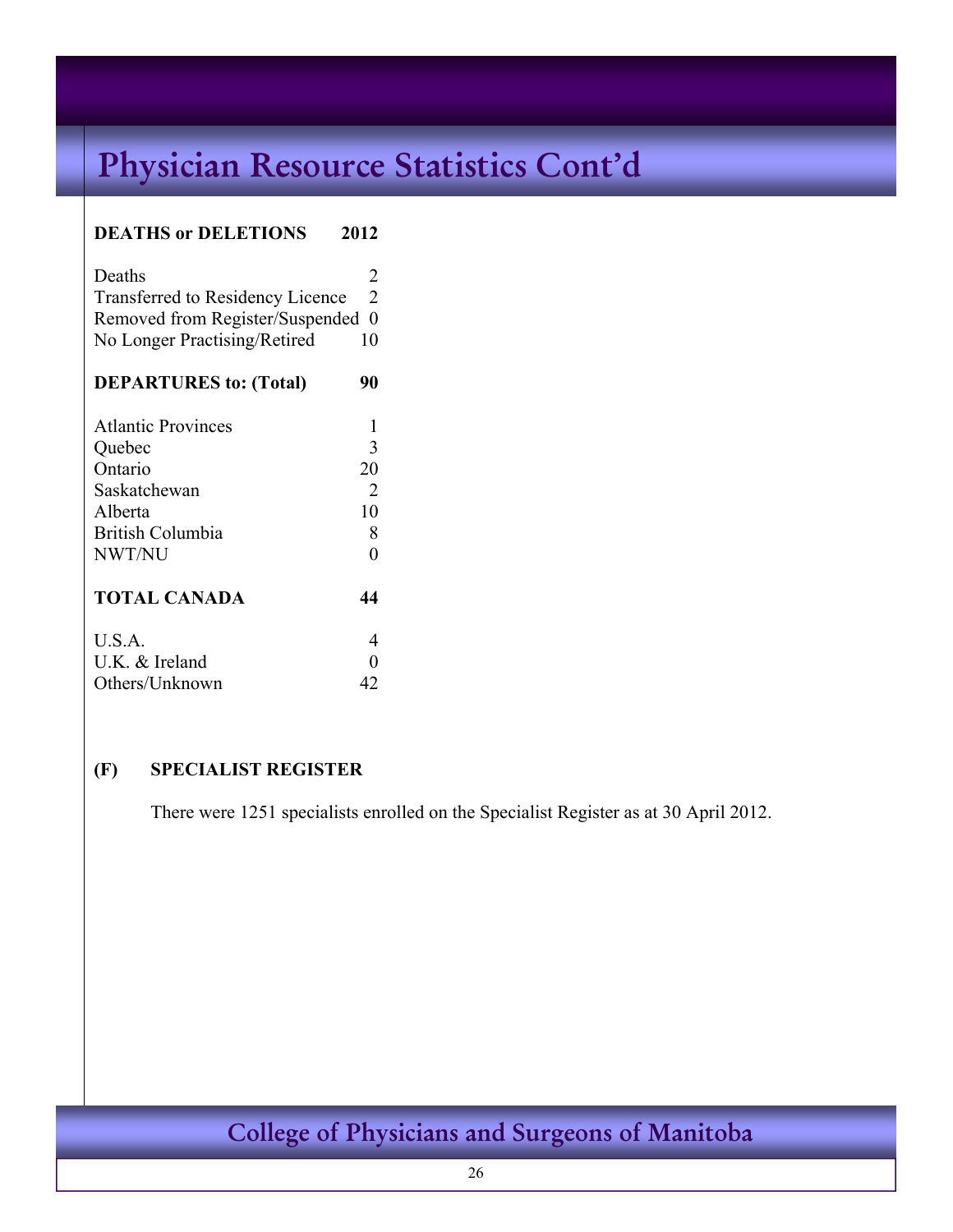# Physician Resource Statistics Cont'd

| **DEATHS or DELETIONS** | **2012** |
|---|---|
| Deaths | 2 |
| Transferred to Residency Licence | 2 |
| Removed from Register/Suspended | 0 |
| No Longer Practising/Retired | 10 |
| **DEPARTURES to: (Total)** | **90** |
| Atlantic Provinces | 1 |
| Quebec | 3 |
| Ontario | 20 |
| Saskatchewan | 2 |
| Alberta | 10 |
| British Columbia | 8 |
| NWT/NU | 0 |
| **TOTAL CANADA** | **44** |
| U.S.A. | 4 |
| U.K. & Ireland | 0 |
| Others/Unknown | 42 |

**(F) SPECIALIST REGISTER**

There were 1251 specialists enrolled on the Specialist Register as at 30 April 2012.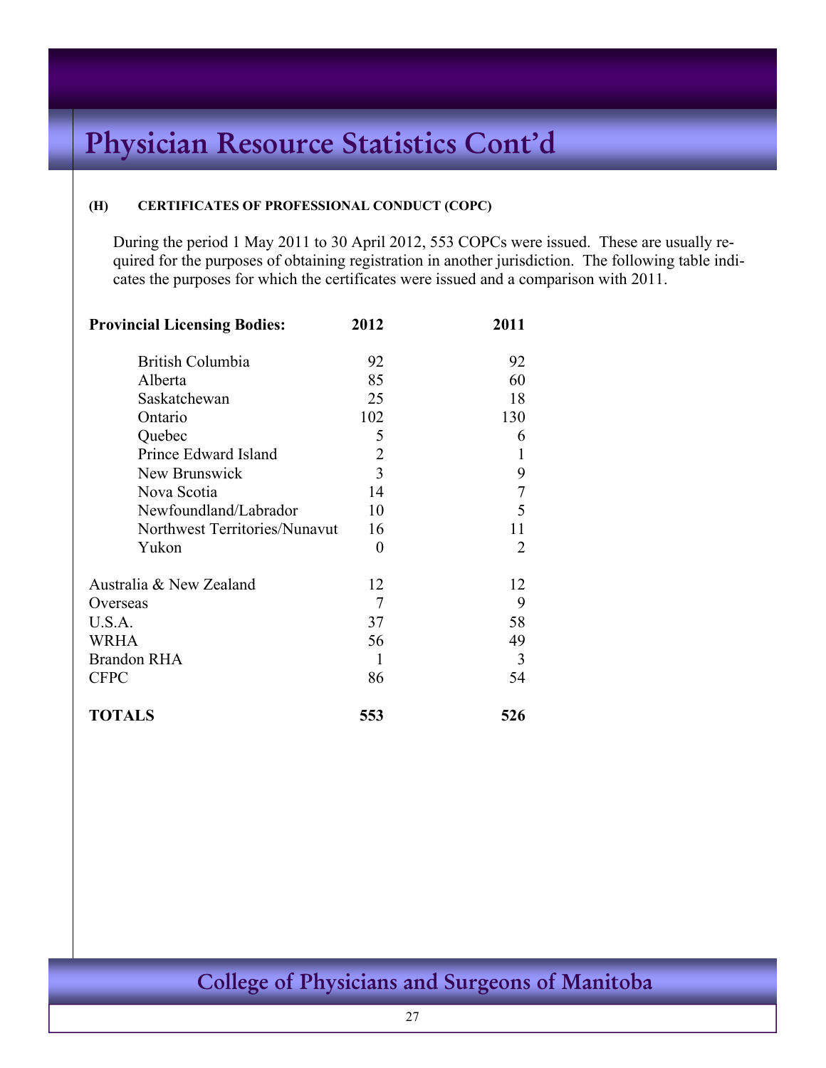# Physician Resource Statistics Cont'd

**(H) CERTIFICATES OF PROFESSIONAL CONDUCT (COPC)**

During the period 1 May 2011 to 30 April 2012, 553 COPCs were issued. These are usually required for the purposes of obtaining registration in another jurisdiction. The following table indicates the purposes for which the certificates were issued and a comparison with 2011.

| **Provincial Licensing Bodies:** | **2012** | **2011** |
|---|---|---|
| British Columbia | 92 | 92 |
| Alberta | 85 | 60 |
| Saskatchewan | 25 | 18 |
| Ontario | 102 | 130 |
| Quebec | 5 | 6 |
| Prince Edward Island | 2 | 1 |
| New Brunswick | 3 | 9 |
| Nova Scotia | 14 | 7 |
| Newfoundland/Labrador | 10 | 5 |
| Northwest Territories/Nunavut | 16 | 11 |
| Yukon | 0 | 2 |
| Australia & New Zealand | 12 | 12 |
| Overseas | 7 | 9 |
| U.S.A. | 37 | 58 |
| WRHA | 56 | 49 |
| Brandon RHA | 1 | 3 |
| CFPC | 86 | 54 |
| **TOTALS** | **553** | **526** |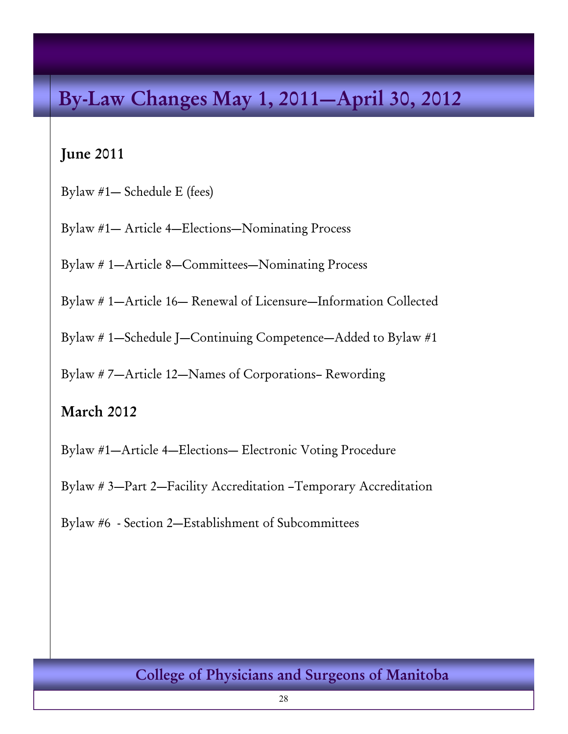# By-Law Changes May 1, 2011—April 30, 2012

## June 2011

Bylaw #1— Schedule E (fees)

Bylaw #1— Article 4—Elections—Nominating Process

Bylaw # 1—Article 8—Committees—Nominating Process

Bylaw # 1—Article 16— Renewal of Licensure—Information Collected

Bylaw # 1—Schedule J—Continuing Competence—Added to Bylaw #1

Bylaw # 7—Article 12—Names of Corporations– Rewording

## March 2012

Bylaw #1—Article 4—Elections— Electronic Voting Procedure

Bylaw # 3—Part 2—Facility Accreditation –Temporary Accreditation

Bylaw #6 - Section 2—Establishment of Subcommittees